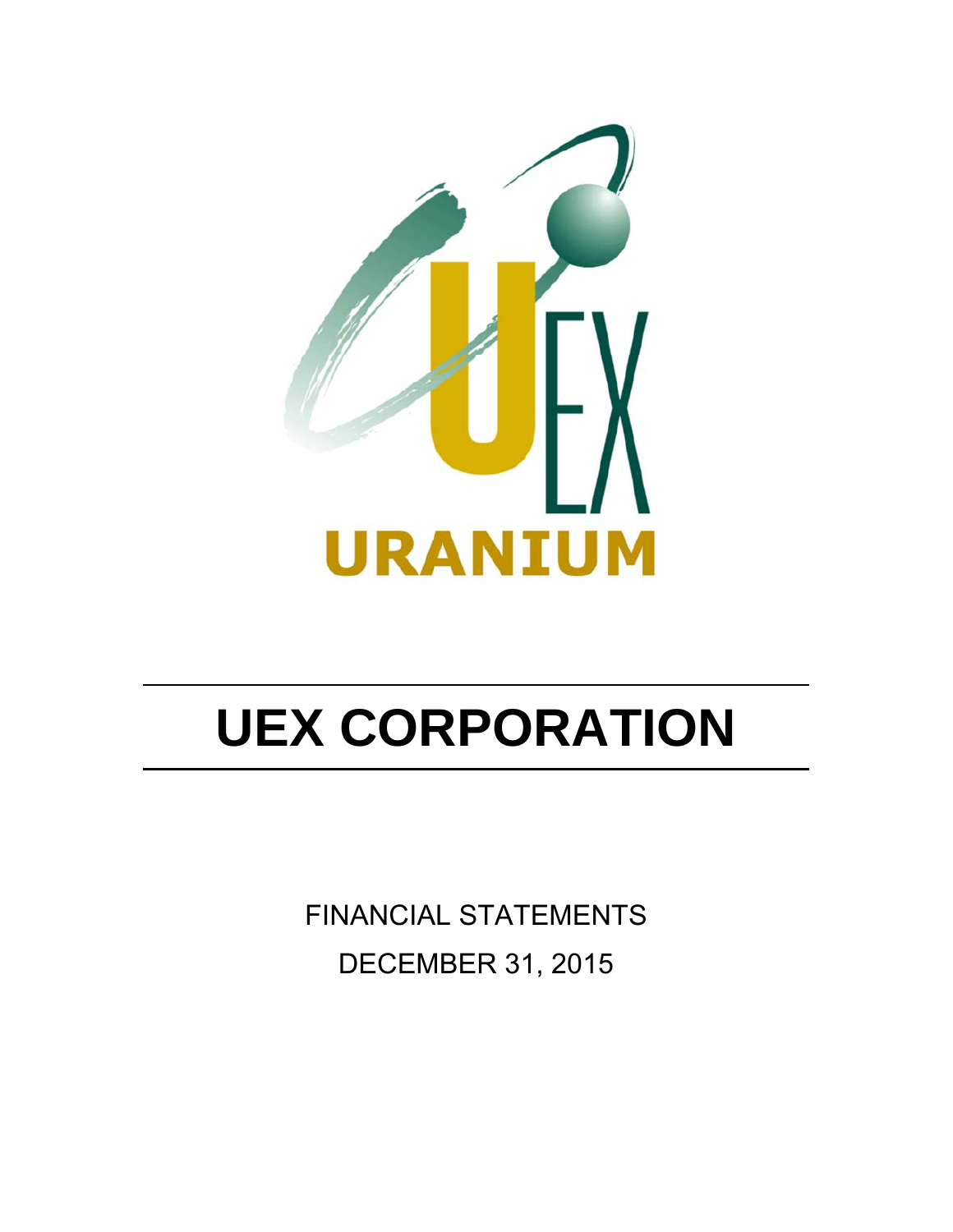URANIUM

# UEX CORPORATION

FINANCIAL STATEMENTS

DECEMBER 31, 2015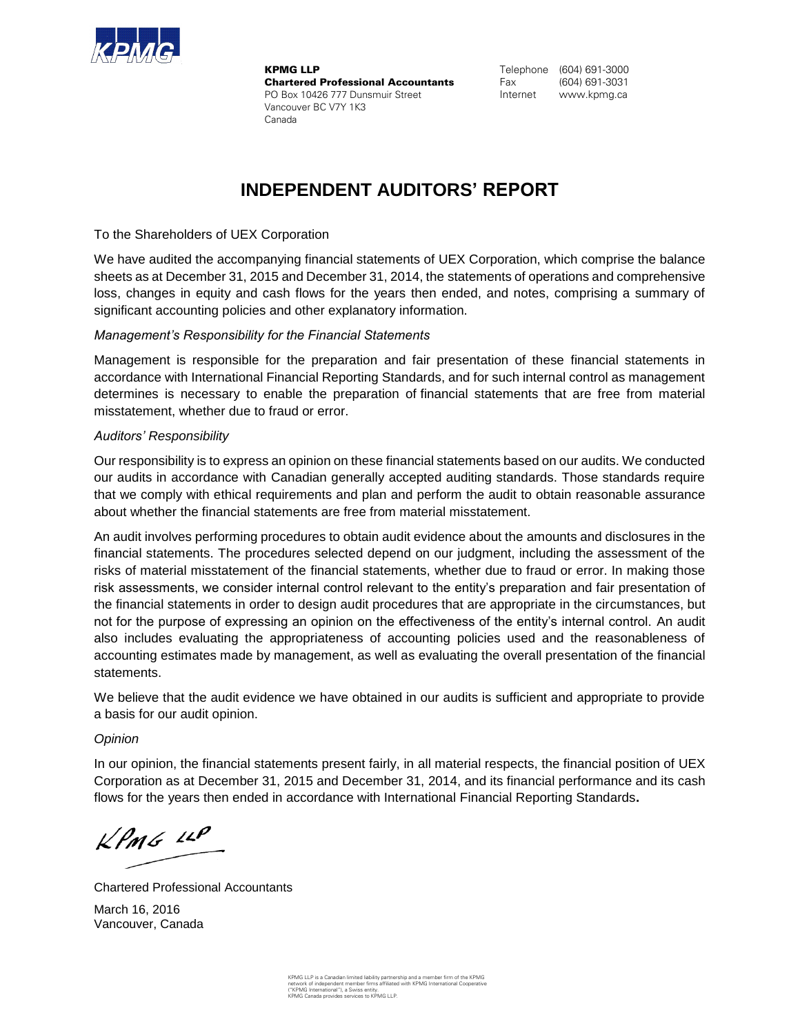**KPMG LLP**
**Chartered Professional Accountants**
PO Box 10426 777 Dunsmuir Street
Vancouver BC V7Y 1K3
Canada

Telephone (604) 691-3000
Fax (604) 691-3031
Internet www.kpmg.ca

# INDEPENDENT AUDITORS' REPORT

To the Shareholders of UEX Corporation

We have audited the accompanying financial statements of UEX Corporation, which comprise the balance sheets as at December 31, 2015 and December 31, 2014, the statements of operations and comprehensive loss, changes in equity and cash flows for the years then ended, and notes, comprising a summary of significant accounting policies and other explanatory information.

*Management's Responsibility for the Financial Statements*

Management is responsible for the preparation and fair presentation of these financial statements in accordance with International Financial Reporting Standards, and for such internal control as management determines is necessary to enable the preparation of financial statements that are free from material misstatement, whether due to fraud or error.

*Auditors' Responsibility*

Our responsibility is to express an opinion on these financial statements based on our audits. We conducted our audits in accordance with Canadian generally accepted auditing standards. Those standards require that we comply with ethical requirements and plan and perform the audit to obtain reasonable assurance about whether the financial statements are free from material misstatement.

An audit involves performing procedures to obtain audit evidence about the amounts and disclosures in the financial statements. The procedures selected depend on our judgment, including the assessment of the risks of material misstatement of the financial statements, whether due to fraud or error. In making those risk assessments, we consider internal control relevant to the entity's preparation and fair presentation of the financial statements in order to design audit procedures that are appropriate in the circumstances, but not for the purpose of expressing an opinion on the effectiveness of the entity's internal control. An audit also includes evaluating the appropriateness of accounting policies used and the reasonableness of accounting estimates made by management, as well as evaluating the overall presentation of the financial statements.

We believe that the audit evidence we have obtained in our audits is sufficient and appropriate to provide a basis for our audit opinion.

*Opinion*

In our opinion, the financial statements present fairly, in all material respects, the financial position of UEX Corporation as at December 31, 2015 and December 31, 2014, and its financial performance and its cash flows for the years then ended in accordance with International Financial Reporting Standards.

KPMG LLP

Chartered Professional Accountants

March 16, 2016
Vancouver, Canada

KPMG LLP is a Canadian limited liability partnership and a member firm of the KPMG network of independent member firms affiliated with KPMG International Cooperative ("KPMG International"), a Swiss entity.
KPMG Canada provides services to KPMG LLP.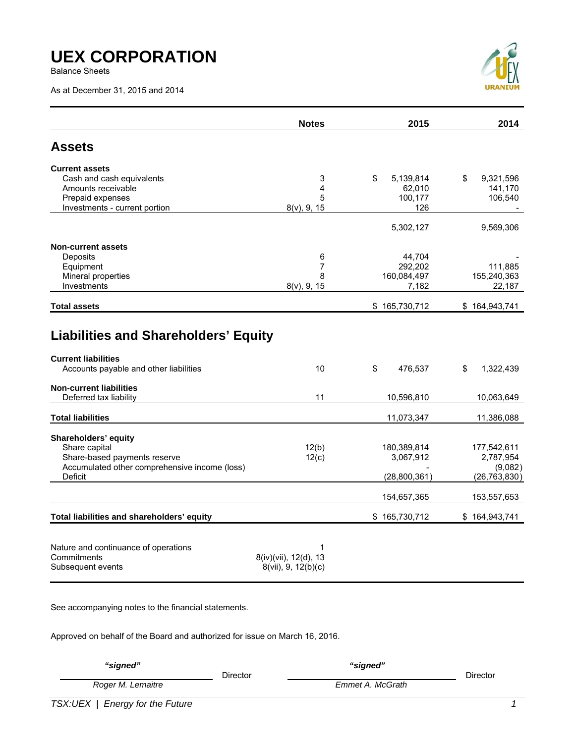# UEX CORPORATION

Balance Sheets

As at December 31, 2015 and 2014

| | Notes | 2015 | 2014 |
|---|---|---|---|
| **Assets** | | | |
| **Current assets** | | | |
| Cash and cash equivalents | 3 | $ 5,139,814 | $ 9,321,596 |
| Amounts receivable | 4 | 62,010 | 141,170 |
| Prepaid expenses | 5 | 100,177 | 106,540 |
| Investments - current portion | 8(v), 9, 15 | 126 | - |
| | | 5,302,127 | 9,569,306 |
| **Non-current assets** | | | |
| Deposits | 6 | 44,704 | - |
| Equipment | 7 | 292,202 | 111,885 |
| Mineral properties | 8 | 160,084,497 | 155,240,363 |
| Investments | 8(v), 9, 15 | 7,182 | 22,187 |
| **Total assets** | | $ 165,730,712 | $ 164,943,741 |
| **Liabilities and Shareholders' Equity** | | | |
| **Current liabilities** | | | |
| Accounts payable and other liabilities | 10 | $ 476,537 | $ 1,322,439 |
| **Non-current liabilities** | | | |
| Deferred tax liability | 11 | 10,596,810 | 10,063,649 |
| **Total liabilities** | | 11,073,347 | 11,386,088 |
| **Shareholders' equity** | | | |
| Share capital | 12(b) | 180,389,814 | 177,542,611 |
| Share-based payments reserve | 12(c) | 3,067,912 | 2,787,954 |
| Accumulated other comprehensive income (loss) | | - | (9,082) |
| Deficit | | (28,800,361) | (26,763,830) |
| | | 154,657,365 | 153,557,653 |
| **Total liabilities and shareholders' equity** | | $ 165,730,712 | $ 164,943,741 |

| | |
|---|---|
| Nature and continuance of operations | 1 |
| Commitments | 8(iv)(vii), 12(d), 13 |
| Subsequent events | 8(vii), 9, 12(b)(c) |

See accompanying notes to the financial statements.

Approved on behalf of the Board and authorized for issue on March 16, 2016.

| *"signed"* | | *"signed"* | |
|---|---|---|---|
| *Roger M. Lemaitre* | Director | *Emmet A. McGrath* | Director |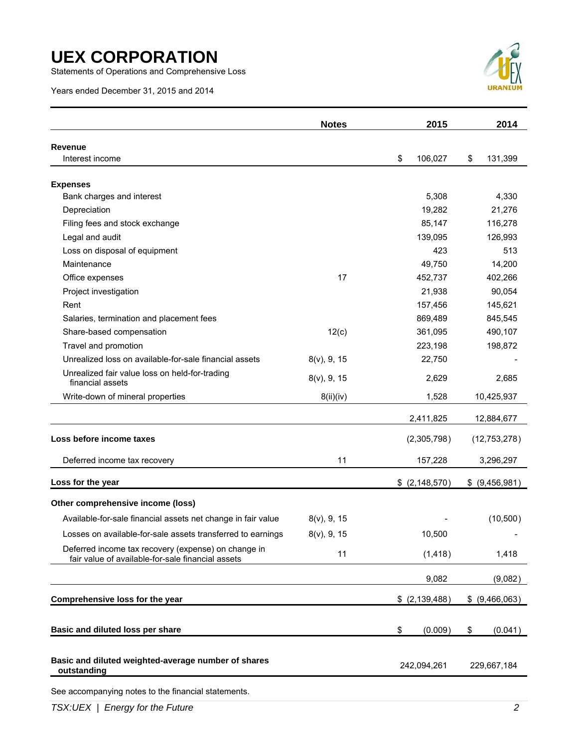# UEX CORPORATION

Statements of Operations and Comprehensive Loss

Years ended December 31, 2015 and 2014

| | Notes | 2015 | 2014 |
|---|---|---|---|
| **Revenue** | | | |
| Interest income | | $ 106,027 | $ 131,399 |
| **Expenses** | | | |
| Bank charges and interest | | 5,308 | 4,330 |
| Depreciation | | 19,282 | 21,276 |
| Filing fees and stock exchange | | 85,147 | 116,278 |
| Legal and audit | | 139,095 | 126,993 |
| Loss on disposal of equipment | | 423 | 513 |
| Maintenance | | 49,750 | 14,200 |
| Office expenses | 17 | 452,737 | 402,266 |
| Project investigation | | 21,938 | 90,054 |
| Rent | | 157,456 | 145,621 |
| Salaries, termination and placement fees | | 869,489 | 845,545 |
| Share-based compensation | 12(c) | 361,095 | 490,107 |
| Travel and promotion | | 223,198 | 198,872 |
| Unrealized loss on available-for-sale financial assets | 8(v), 9, 15 | 22,750 | - |
| Unrealized fair value loss on held-for-trading financial assets | 8(v), 9, 15 | 2,629 | 2,685 |
| Write-down of mineral properties | 8(ii)(iv) | 1,528 | 10,425,937 |
| | | 2,411,825 | 12,884,677 |
| **Loss before income taxes** | | (2,305,798) | (12,753,278) |
| Deferred income tax recovery | 11 | 157,228 | 3,296,297 |
| **Loss for the year** | | $ (2,148,570) | $ (9,456,981) |
| **Other comprehensive income (loss)** | | | |
| Available-for-sale financial assets net change in fair value | 8(v), 9, 15 | - | (10,500) |
| Losses on available-for-sale assets transferred to earnings | 8(v), 9, 15 | 10,500 | - |
| Deferred income tax recovery (expense) on change in fair value of available-for-sale financial assets | 11 | (1,418) | 1,418 |
| | | 9,082 | (9,082) |
| **Comprehensive loss for the year** | | $ (2,139,488) | $ (9,466,063) |
| **Basic and diluted loss per share** | | $ (0.009) | $ (0.041) |
| **Basic and diluted weighted-average number of shares outstanding** | | 242,094,261 | 229,667,184 |

See accompanying notes to the financial statements.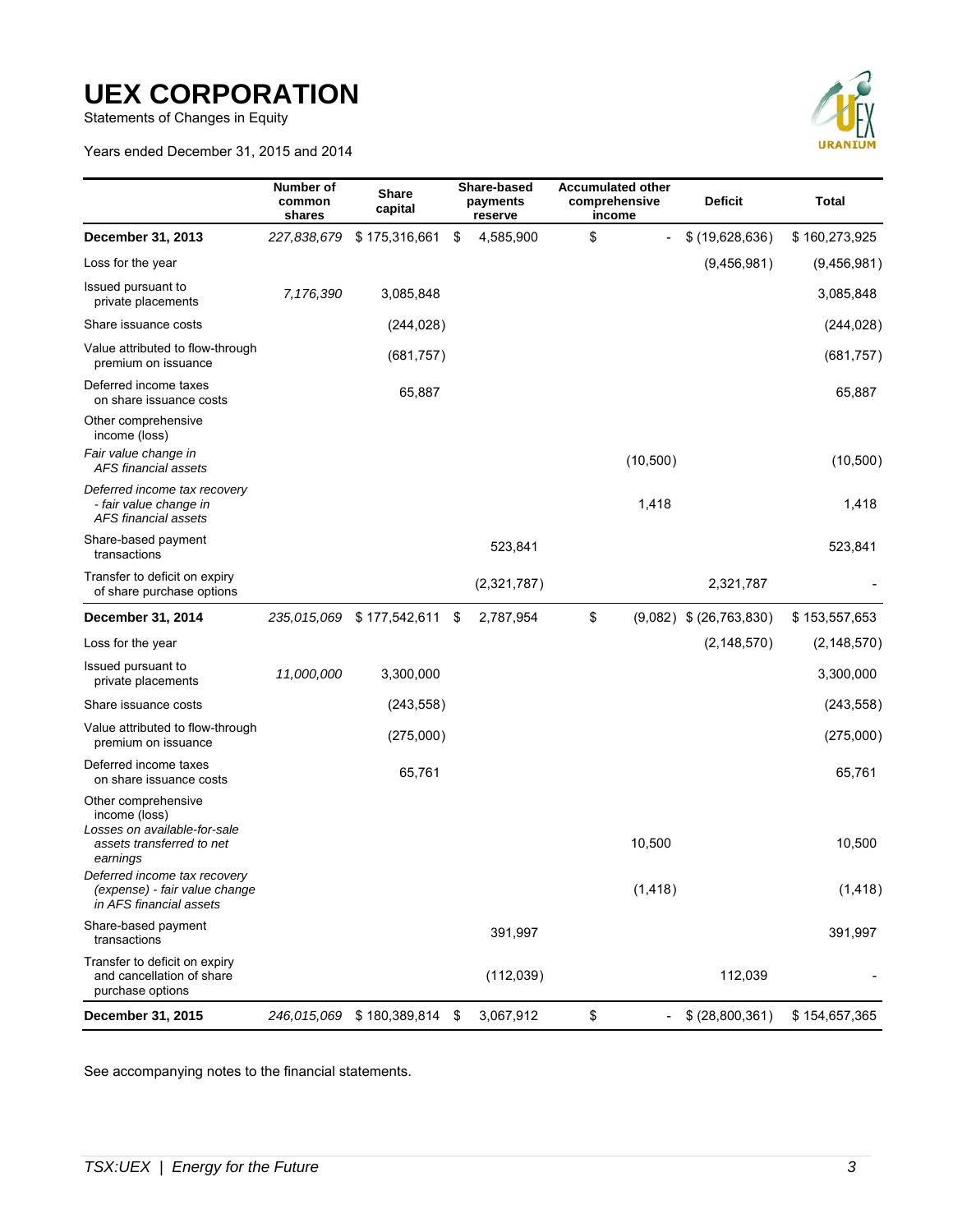# UEX CORPORATION

Statements of Changes in Equity

Years ended December 31, 2015 and 2014

| | Number of common shares | Share capital | Share-based payments reserve | Accumulated other comprehensive income | Deficit | Total |
|---|---|---|---|---|---|---|
| **December 31, 2013** | *227,838,679* | $ 175,316,661 | $ 4,585,900 | $ - | $ (19,628,636) | $ 160,273,925 |
| Loss for the year | | | | | (9,456,981) | (9,456,981) |
| Issued pursuant to private placements | *7,176,390* | 3,085,848 | | | | 3,085,848 |
| Share issuance costs | | (244,028) | | | | (244,028) |
| Value attributed to flow-through premium on issuance | | (681,757) | | | | (681,757) |
| Deferred income taxes on share issuance costs | | 65,887 | | | | 65,887 |
| Other comprehensive income (loss) | | | | | | |
| *Fair value change in AFS financial assets* | | | | (10,500) | | (10,500) |
| *Deferred income tax recovery - fair value change in AFS financial assets* | | | | 1,418 | | 1,418 |
| Share-based payment transactions | | | 523,841 | | | 523,841 |
| Transfer to deficit on expiry of share purchase options | | | (2,321,787) | | 2,321,787 | - |
| **December 31, 2014** | *235,015,069* | $ 177,542,611 | $ 2,787,954 | $ (9,082) | $ (26,763,830) | $ 153,557,653 |
| Loss for the year | | | | | (2,148,570) | (2,148,570) |
| Issued pursuant to private placements | *11,000,000* | 3,300,000 | | | | 3,300,000 |
| Share issuance costs | | (243,558) | | | | (243,558) |
| Value attributed to flow-through premium on issuance | | (275,000) | | | | (275,000) |
| Deferred income taxes on share issuance costs | | 65,761 | | | | 65,761 |
| Other comprehensive income (loss) | | | | | | |
| *Losses on available-for-sale assets transferred to net earnings* | | | | 10,500 | | 10,500 |
| *Deferred income tax recovery (expense) - fair value change in AFS financial assets* | | | | (1,418) | | (1,418) |
| Share-based payment transactions | | | 391,997 | | | 391,997 |
| Transfer to deficit on expiry and cancellation of share purchase options | | | (112,039) | | 112,039 | - |
| **December 31, 2015** | *246,015,069* | $ 180,389,814 | $ 3,067,912 | $ - | $ (28,800,361) | $ 154,657,365 |

See accompanying notes to the financial statements.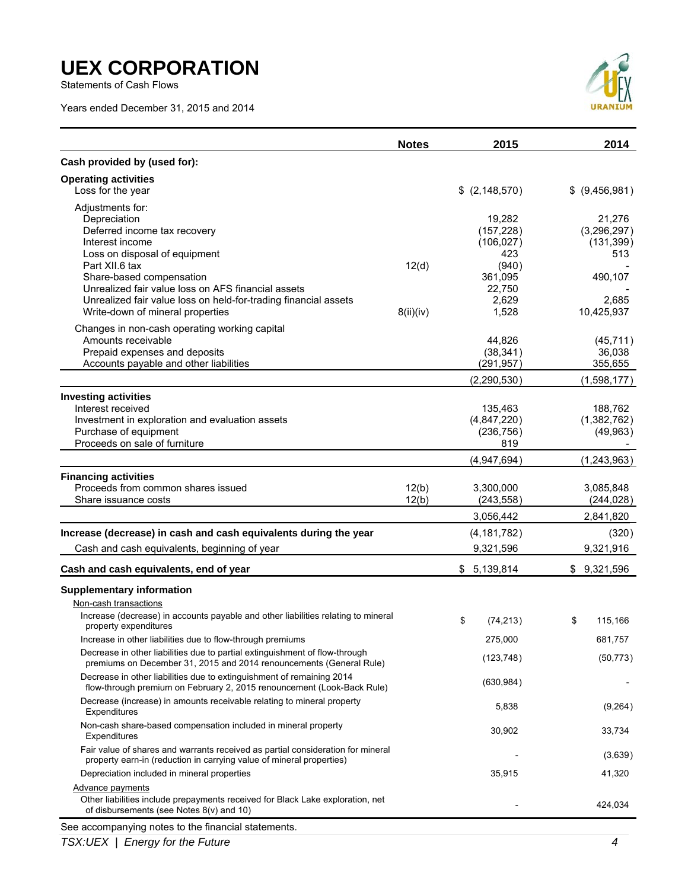# UEX CORPORATION

Statements of Cash Flows

Years ended December 31, 2015 and 2014

| | Notes | 2015 | 2014 |
|---|---|---|---|
| **Cash provided by (used for):** | | | |
| **Operating activities** | | | |
| Loss for the year | | $ (2,148,570) | $ (9,456,981) |
| Adjustments for: | | | |
| Depreciation | | 19,282 | 21,276 |
| Deferred income tax recovery | | (157,228) | (3,296,297) |
| Interest income | | (106,027) | (131,399) |
| Loss on disposal of equipment | | 423 | 513 |
| Part XII.6 tax | 12(d) | (940) | - |
| Share-based compensation | | 361,095 | 490,107 |
| Unrealized fair value loss on AFS financial assets | | 22,750 | - |
| Unrealized fair value loss on held-for-trading financial assets | | 2,629 | 2,685 |
| Write-down of mineral properties | 8(ii)(iv) | 1,528 | 10,425,937 |
| Changes in non-cash operating working capital | | | |
| Amounts receivable | | 44,826 | (45,711) |
| Prepaid expenses and deposits | | (38,341) | 36,038 |
| Accounts payable and other liabilities | | (291,957) | 355,655 |
| | | (2,290,530) | (1,598,177) |
| **Investing activities** | | | |
| Interest received | | 135,463 | 188,762 |
| Investment in exploration and evaluation assets | | (4,847,220) | (1,382,762) |
| Purchase of equipment | | (236,756) | (49,963) |
| Proceeds on sale of furniture | | 819 | - |
| | | (4,947,694) | (1,243,963) |
| **Financing activities** | | | |
| Proceeds from common shares issued | 12(b) | 3,300,000 | 3,085,848 |
| Share issuance costs | 12(b) | (243,558) | (244,028) |
| | | 3,056,442 | 2,841,820 |
| **Increase (decrease) in cash and cash equivalents during the year** | | (4,181,782) | (320) |
| Cash and cash equivalents, beginning of year | | 9,321,596 | 9,321,916 |
| **Cash and cash equivalents, end of year** | | $ 5,139,814 | $ 9,321,596 |
| **Supplementary information** | | | |
| Non-cash transactions | | | |
| Increase (decrease) in accounts payable and other liabilities relating to mineral property expenditures | | $ (74,213) | $ 115,166 |
| Increase in other liabilities due to flow-through premiums | | 275,000 | 681,757 |
| Decrease in other liabilities due to partial extinguishment of flow-through premiums on December 31, 2015 and 2014 renouncements (General Rule) | | (123,748) | (50,773) |
| Decrease in other liabilities due to extinguishment of remaining 2014 flow-through premium on February 2, 2015 renouncement (Look-Back Rule) | | (630,984) | - |
| Decrease (increase) in amounts receivable relating to mineral property Expenditures | | 5,838 | (9,264) |
| Non-cash share-based compensation included in mineral property Expenditures | | 30,902 | 33,734 |
| Fair value of shares and warrants received as partial consideration for mineral property earn-in (reduction in carrying value of mineral properties) | | - | (3,639) |
| Depreciation included in mineral properties | | 35,915 | 41,320 |
| Advance payments | | | |
| Other liabilities include prepayments received for Black Lake exploration, net of disbursements (see Notes 8(v) and 10) | | - | 424,034 |

See accompanying notes to the financial statements.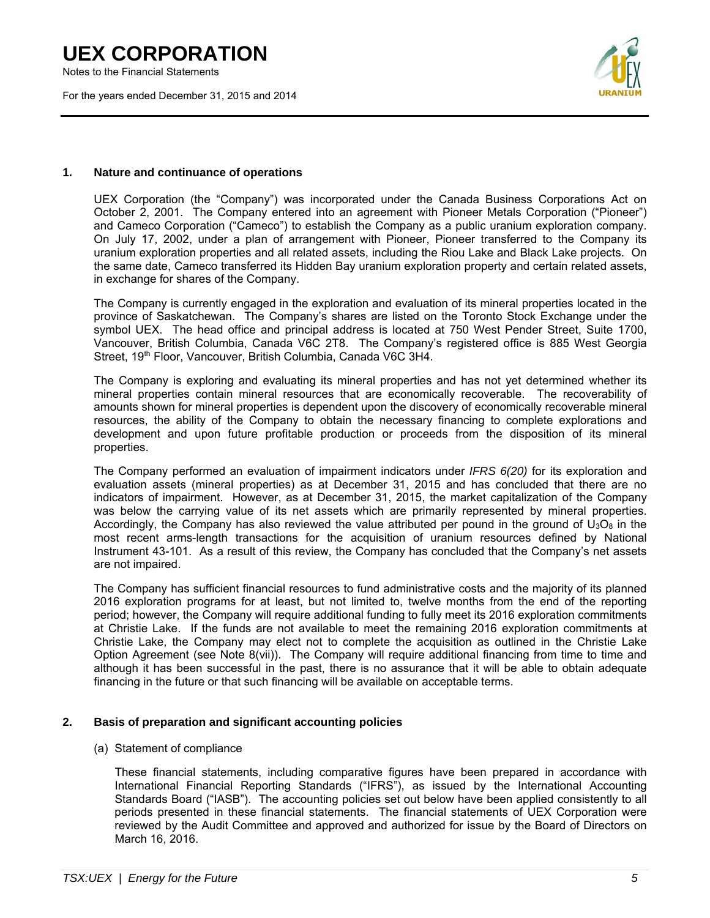## 1. Nature and continuance of operations

UEX Corporation (the "Company") was incorporated under the Canada Business Corporations Act on October 2, 2001. The Company entered into an agreement with Pioneer Metals Corporation ("Pioneer") and Cameco Corporation ("Cameco") to establish the Company as a public uranium exploration company. On July 17, 2002, under a plan of arrangement with Pioneer, Pioneer transferred to the Company its uranium exploration properties and all related assets, including the Riou Lake and Black Lake projects. On the same date, Cameco transferred its Hidden Bay uranium exploration property and certain related assets, in exchange for shares of the Company.

The Company is currently engaged in the exploration and evaluation of its mineral properties located in the province of Saskatchewan. The Company's shares are listed on the Toronto Stock Exchange under the symbol UEX. The head office and principal address is located at 750 West Pender Street, Suite 1700, Vancouver, British Columbia, Canada V6C 2T8. The Company's registered office is 885 West Georgia Street, 19th Floor, Vancouver, British Columbia, Canada V6C 3H4.

The Company is exploring and evaluating its mineral properties and has not yet determined whether its mineral properties contain mineral resources that are economically recoverable. The recoverability of amounts shown for mineral properties is dependent upon the discovery of economically recoverable mineral resources, the ability of the Company to obtain the necessary financing to complete explorations and development and upon future profitable production or proceeds from the disposition of its mineral properties.

The Company performed an evaluation of impairment indicators under *IFRS 6(20)* for its exploration and evaluation assets (mineral properties) as at December 31, 2015 and has concluded that there are no indicators of impairment. However, as at December 31, 2015, the market capitalization of the Company was below the carrying value of its net assets which are primarily represented by mineral properties. Accordingly, the Company has also reviewed the value attributed per pound in the ground of $U_3O_8$ in the most recent arms-length transactions for the acquisition of uranium resources defined by National Instrument 43-101. As a result of this review, the Company has concluded that the Company's net assets are not impaired.

The Company has sufficient financial resources to fund administrative costs and the majority of its planned 2016 exploration programs for at least, but not limited to, twelve months from the end of the reporting period; however, the Company will require additional funding to fully meet its 2016 exploration commitments at Christie Lake. If the funds are not available to meet the remaining 2016 exploration commitments at Christie Lake, the Company may elect not to complete the acquisition as outlined in the Christie Lake Option Agreement (see Note 8(vii)). The Company will require additional financing from time to time and although it has been successful in the past, there is no assurance that it will be able to obtain adequate financing in the future or that such financing will be available on acceptable terms.

## 2. Basis of preparation and significant accounting policies

(a) Statement of compliance

These financial statements, including comparative figures have been prepared in accordance with International Financial Reporting Standards ("IFRS"), as issued by the International Accounting Standards Board ("IASB"). The accounting policies set out below have been applied consistently to all periods presented in these financial statements. The financial statements of UEX Corporation were reviewed by the Audit Committee and approved and authorized for issue by the Board of Directors on March 16, 2016.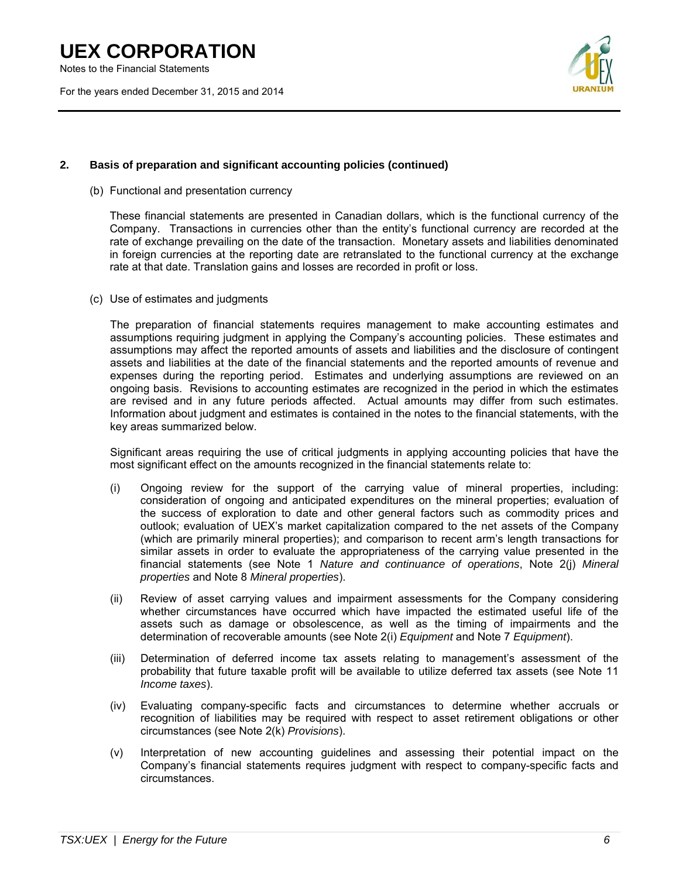## 2. Basis of preparation and significant accounting policies (continued)

(b) Functional and presentation currency

These financial statements are presented in Canadian dollars, which is the functional currency of the Company. Transactions in currencies other than the entity's functional currency are recorded at the rate of exchange prevailing on the date of the transaction. Monetary assets and liabilities denominated in foreign currencies at the reporting date are retranslated to the functional currency at the exchange rate at that date. Translation gains and losses are recorded in profit or loss.

(c) Use of estimates and judgments

The preparation of financial statements requires management to make accounting estimates and assumptions requiring judgment in applying the Company's accounting policies. These estimates and assumptions may affect the reported amounts of assets and liabilities and the disclosure of contingent assets and liabilities at the date of the financial statements and the reported amounts of revenue and expenses during the reporting period. Estimates and underlying assumptions are reviewed on an ongoing basis. Revisions to accounting estimates are recognized in the period in which the estimates are revised and in any future periods affected. Actual amounts may differ from such estimates. Information about judgment and estimates is contained in the notes to the financial statements, with the key areas summarized below.

Significant areas requiring the use of critical judgments in applying accounting policies that have the most significant effect on the amounts recognized in the financial statements relate to:

(i) Ongoing review for the support of the carrying value of mineral properties, including: consideration of ongoing and anticipated expenditures on the mineral properties; evaluation of the success of exploration to date and other general factors such as commodity prices and outlook; evaluation of UEX's market capitalization compared to the net assets of the Company (which are primarily mineral properties); and comparison to recent arm's length transactions for similar assets in order to evaluate the appropriateness of the carrying value presented in the financial statements (see Note 1 *Nature and continuance of operations*, Note 2(j) *Mineral properties* and Note 8 *Mineral properties*).

(ii) Review of asset carrying values and impairment assessments for the Company considering whether circumstances have occurred which have impacted the estimated useful life of the assets such as damage or obsolescence, as well as the timing of impairments and the determination of recoverable amounts (see Note 2(i) *Equipment* and Note 7 *Equipment*).

(iii) Determination of deferred income tax assets relating to management's assessment of the probability that future taxable profit will be available to utilize deferred tax assets (see Note 11 *Income taxes*).

(iv) Evaluating company-specific facts and circumstances to determine whether accruals or recognition of liabilities may be required with respect to asset retirement obligations or other circumstances (see Note 2(k) *Provisions*).

(v) Interpretation of new accounting guidelines and assessing their potential impact on the Company's financial statements requires judgment with respect to company-specific facts and circumstances.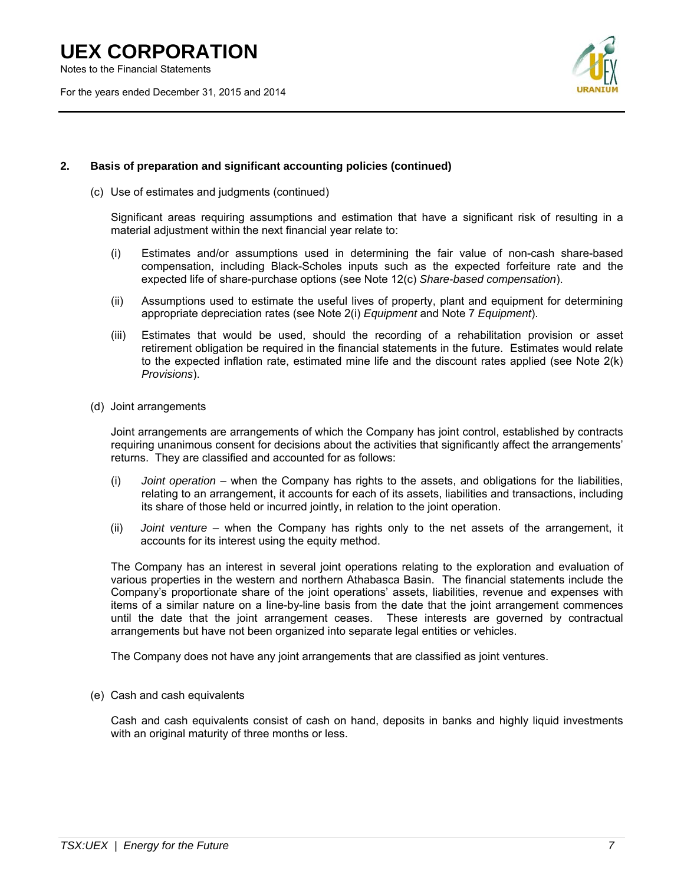## 2. Basis of preparation and significant accounting policies (continued)

(c) Use of estimates and judgments (continued)

Significant areas requiring assumptions and estimation that have a significant risk of resulting in a material adjustment within the next financial year relate to:

(i) Estimates and/or assumptions used in determining the fair value of non-cash share-based compensation, including Black-Scholes inputs such as the expected forfeiture rate and the expected life of share-purchase options (see Note 12(c) *Share-based compensation*).

(ii) Assumptions used to estimate the useful lives of property, plant and equipment for determining appropriate depreciation rates (see Note 2(i) *Equipment* and Note 7 *Equipment*).

(iii) Estimates that would be used, should the recording of a rehabilitation provision or asset retirement obligation be required in the financial statements in the future. Estimates would relate to the expected inflation rate, estimated mine life and the discount rates applied (see Note 2(k) *Provisions*).

(d) Joint arrangements

Joint arrangements are arrangements of which the Company has joint control, established by contracts requiring unanimous consent for decisions about the activities that significantly affect the arrangements' returns. They are classified and accounted for as follows:

(i) *Joint operation* – when the Company has rights to the assets, and obligations for the liabilities, relating to an arrangement, it accounts for each of its assets, liabilities and transactions, including its share of those held or incurred jointly, in relation to the joint operation.

(ii) *Joint venture* – when the Company has rights only to the net assets of the arrangement, it accounts for its interest using the equity method.

The Company has an interest in several joint operations relating to the exploration and evaluation of various properties in the western and northern Athabasca Basin. The financial statements include the Company's proportionate share of the joint operations' assets, liabilities, revenue and expenses with items of a similar nature on a line-by-line basis from the date that the joint arrangement commences until the date that the joint arrangement ceases. These interests are governed by contractual arrangements but have not been organized into separate legal entities or vehicles.

The Company does not have any joint arrangements that are classified as joint ventures.

(e) Cash and cash equivalents

Cash and cash equivalents consist of cash on hand, deposits in banks and highly liquid investments with an original maturity of three months or less.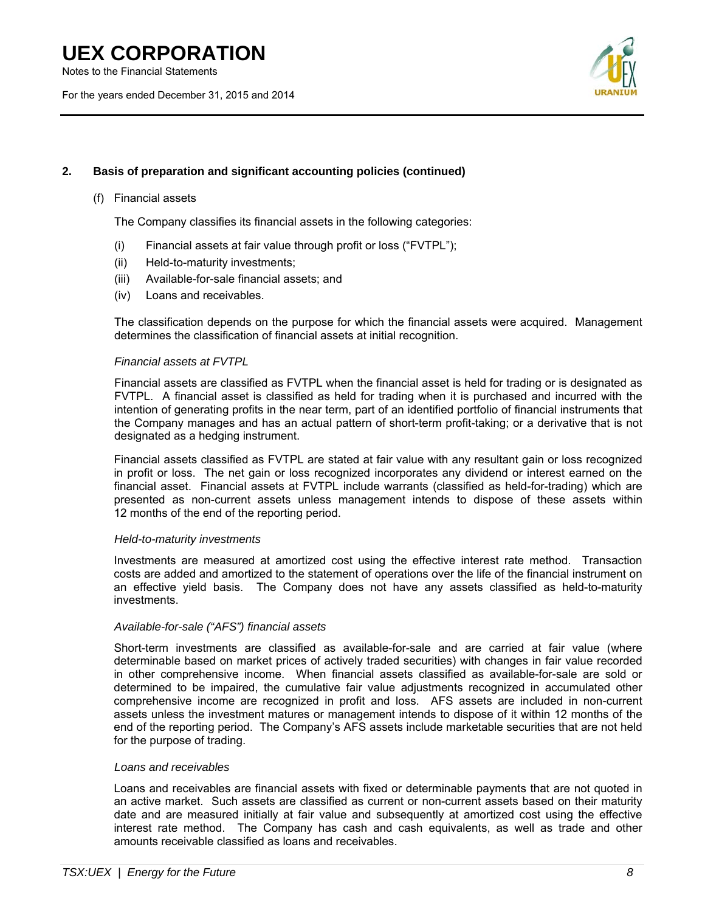## 2. Basis of preparation and significant accounting policies (continued)

(f) Financial assets

The Company classifies its financial assets in the following categories:

(i) Financial assets at fair value through profit or loss ("FVTPL");
(ii) Held-to-maturity investments;
(iii) Available-for-sale financial assets; and
(iv) Loans and receivables.

The classification depends on the purpose for which the financial assets were acquired. Management determines the classification of financial assets at initial recognition.

*Financial assets at FVTPL*

Financial assets are classified as FVTPL when the financial asset is held for trading or is designated as FVTPL. A financial asset is classified as held for trading when it is purchased and incurred with the intention of generating profits in the near term, part of an identified portfolio of financial instruments that the Company manages and has an actual pattern of short-term profit-taking; or a derivative that is not designated as a hedging instrument.

Financial assets classified as FVTPL are stated at fair value with any resultant gain or loss recognized in profit or loss. The net gain or loss recognized incorporates any dividend or interest earned on the financial asset. Financial assets at FVTPL include warrants (classified as held-for-trading) which are presented as non-current assets unless management intends to dispose of these assets within 12 months of the end of the reporting period.

*Held-to-maturity investments*

Investments are measured at amortized cost using the effective interest rate method. Transaction costs are added and amortized to the statement of operations over the life of the financial instrument on an effective yield basis. The Company does not have any assets classified as held-to-maturity investments.

*Available-for-sale ("AFS") financial assets*

Short-term investments are classified as available-for-sale and are carried at fair value (where determinable based on market prices of actively traded securities) with changes in fair value recorded in other comprehensive income. When financial assets classified as available-for-sale are sold or determined to be impaired, the cumulative fair value adjustments recognized in accumulated other comprehensive income are recognized in profit and loss. AFS assets are included in non-current assets unless the investment matures or management intends to dispose of it within 12 months of the end of the reporting period. The Company's AFS assets include marketable securities that are not held for the purpose of trading.

*Loans and receivables*

Loans and receivables are financial assets with fixed or determinable payments that are not quoted in an active market. Such assets are classified as current or non-current assets based on their maturity date and are measured initially at fair value and subsequently at amortized cost using the effective interest rate method. The Company has cash and cash equivalents, as well as trade and other amounts receivable classified as loans and receivables.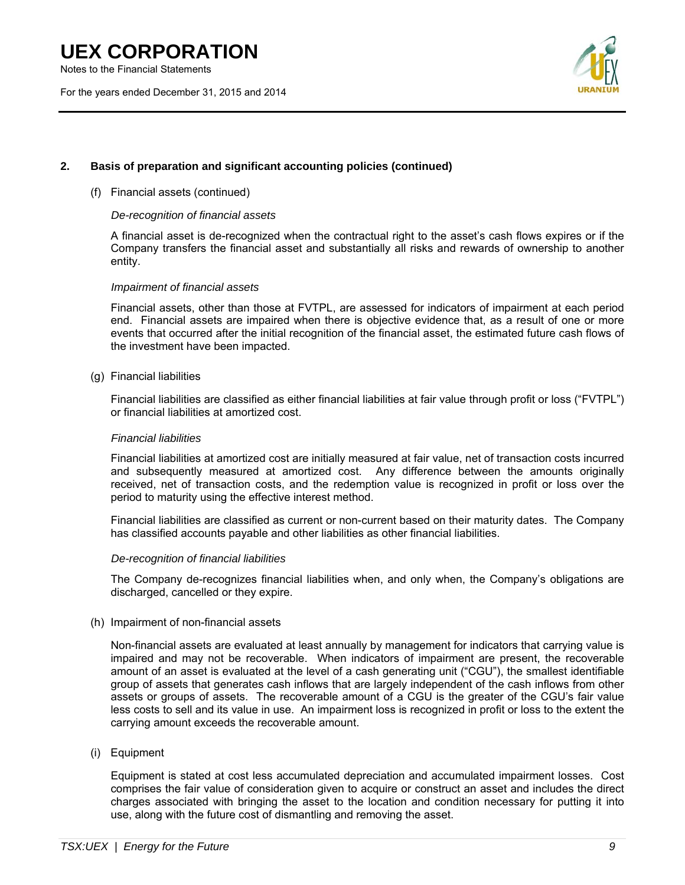## 2. Basis of preparation and significant accounting policies (continued)

(f) Financial assets (continued)

*De-recognition of financial assets*

A financial asset is de-recognized when the contractual right to the asset's cash flows expires or if the Company transfers the financial asset and substantially all risks and rewards of ownership to another entity.

*Impairment of financial assets*

Financial assets, other than those at FVTPL, are assessed for indicators of impairment at each period end. Financial assets are impaired when there is objective evidence that, as a result of one or more events that occurred after the initial recognition of the financial asset, the estimated future cash flows of the investment have been impacted.

(g) Financial liabilities

Financial liabilities are classified as either financial liabilities at fair value through profit or loss ("FVTPL") or financial liabilities at amortized cost.

*Financial liabilities*

Financial liabilities at amortized cost are initially measured at fair value, net of transaction costs incurred and subsequently measured at amortized cost. Any difference between the amounts originally received, net of transaction costs, and the redemption value is recognized in profit or loss over the period to maturity using the effective interest method.

Financial liabilities are classified as current or non-current based on their maturity dates. The Company has classified accounts payable and other liabilities as other financial liabilities.

*De-recognition of financial liabilities*

The Company de-recognizes financial liabilities when, and only when, the Company's obligations are discharged, cancelled or they expire.

(h) Impairment of non-financial assets

Non-financial assets are evaluated at least annually by management for indicators that carrying value is impaired and may not be recoverable. When indicators of impairment are present, the recoverable amount of an asset is evaluated at the level of a cash generating unit ("CGU"), the smallest identifiable group of assets that generates cash inflows that are largely independent of the cash inflows from other assets or groups of assets. The recoverable amount of a CGU is the greater of the CGU's fair value less costs to sell and its value in use. An impairment loss is recognized in profit or loss to the extent the carrying amount exceeds the recoverable amount.

(i) Equipment

Equipment is stated at cost less accumulated depreciation and accumulated impairment losses. Cost comprises the fair value of consideration given to acquire or construct an asset and includes the direct charges associated with bringing the asset to the location and condition necessary for putting it into use, along with the future cost of dismantling and removing the asset.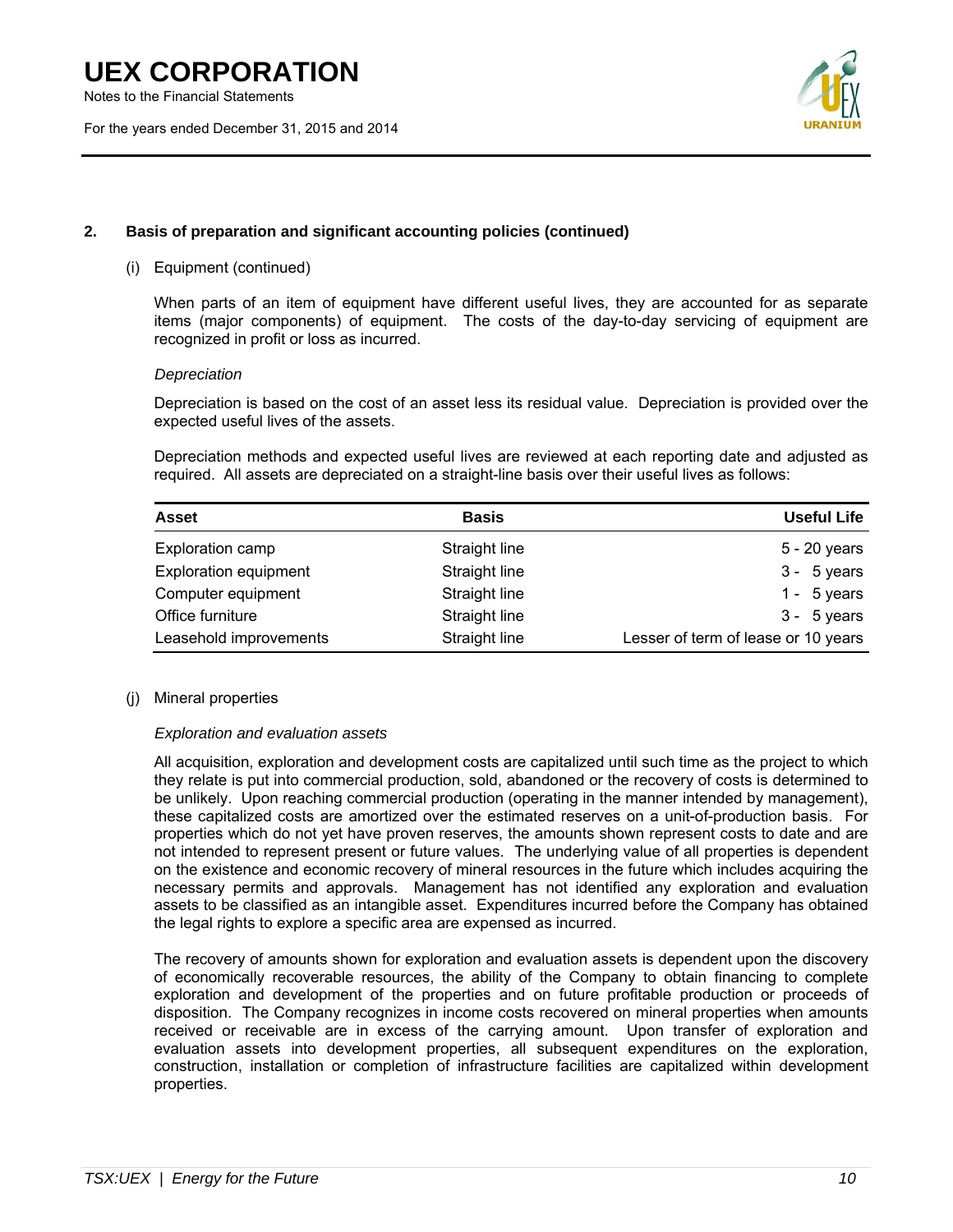## 2. Basis of preparation and significant accounting policies (continued)

(i) Equipment (continued)

When parts of an item of equipment have different useful lives, they are accounted for as separate items (major components) of equipment. The costs of the day-to-day servicing of equipment are recognized in profit or loss as incurred.

*Depreciation*

Depreciation is based on the cost of an asset less its residual value. Depreciation is provided over the expected useful lives of the assets.

Depreciation methods and expected useful lives are reviewed at each reporting date and adjusted as required. All assets are depreciated on a straight-line basis over their useful lives as follows:

| Asset | Basis | Useful Life |
|---|---|---|
| Exploration camp | Straight line | 5 - 20 years |
| Exploration equipment | Straight line | 3 - 5 years |
| Computer equipment | Straight line | 1 - 5 years |
| Office furniture | Straight line | 3 - 5 years |
| Leasehold improvements | Straight line | Lesser of term of lease or 10 years |

(j) Mineral properties

*Exploration and evaluation assets*

All acquisition, exploration and development costs are capitalized until such time as the project to which they relate is put into commercial production, sold, abandoned or the recovery of costs is determined to be unlikely. Upon reaching commercial production (operating in the manner intended by management), these capitalized costs are amortized over the estimated reserves on a unit-of-production basis. For properties which do not yet have proven reserves, the amounts shown represent costs to date and are not intended to represent present or future values. The underlying value of all properties is dependent on the existence and economic recovery of mineral resources in the future which includes acquiring the necessary permits and approvals. Management has not identified any exploration and evaluation assets to be classified as an intangible asset. Expenditures incurred before the Company has obtained the legal rights to explore a specific area are expensed as incurred.

The recovery of amounts shown for exploration and evaluation assets is dependent upon the discovery of economically recoverable resources, the ability of the Company to obtain financing to complete exploration and development of the properties and on future profitable production or proceeds of disposition. The Company recognizes in income costs recovered on mineral properties when amounts received or receivable are in excess of the carrying amount. Upon transfer of exploration and evaluation assets into development properties, all subsequent expenditures on the exploration, construction, installation or completion of infrastructure facilities are capitalized within development properties.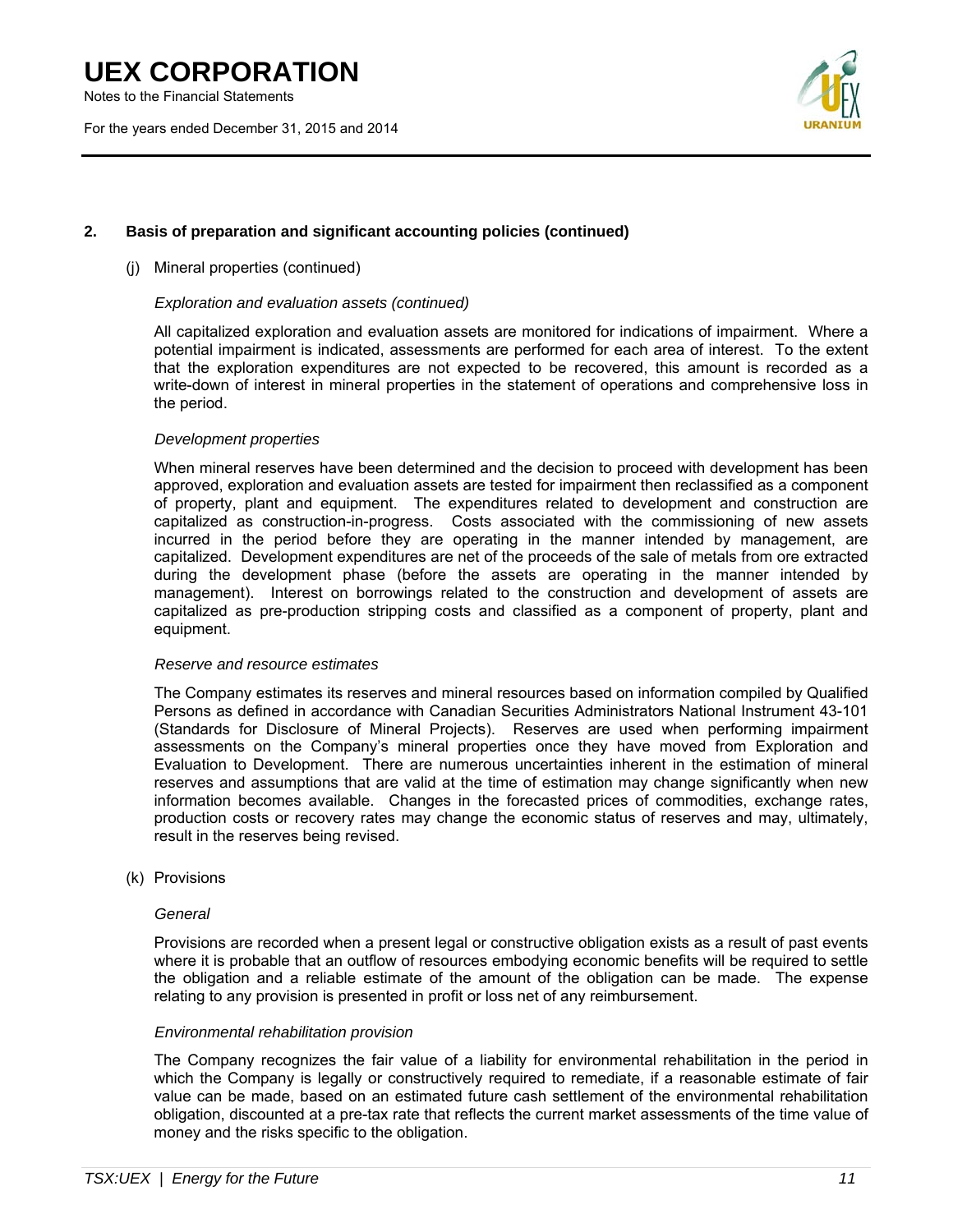## 2. Basis of preparation and significant accounting policies (continued)

(j) Mineral properties (continued)

*Exploration and evaluation assets (continued)*

All capitalized exploration and evaluation assets are monitored for indications of impairment. Where a potential impairment is indicated, assessments are performed for each area of interest. To the extent that the exploration expenditures are not expected to be recovered, this amount is recorded as a write-down of interest in mineral properties in the statement of operations and comprehensive loss in the period.

*Development properties*

When mineral reserves have been determined and the decision to proceed with development has been approved, exploration and evaluation assets are tested for impairment then reclassified as a component of property, plant and equipment. The expenditures related to development and construction are capitalized as construction-in-progress. Costs associated with the commissioning of new assets incurred in the period before they are operating in the manner intended by management, are capitalized. Development expenditures are net of the proceeds of the sale of metals from ore extracted during the development phase (before the assets are operating in the manner intended by management). Interest on borrowings related to the construction and development of assets are capitalized as pre-production stripping costs and classified as a component of property, plant and equipment.

*Reserve and resource estimates*

The Company estimates its reserves and mineral resources based on information compiled by Qualified Persons as defined in accordance with Canadian Securities Administrators National Instrument 43-101 (Standards for Disclosure of Mineral Projects). Reserves are used when performing impairment assessments on the Company's mineral properties once they have moved from Exploration and Evaluation to Development. There are numerous uncertainties inherent in the estimation of mineral reserves and assumptions that are valid at the time of estimation may change significantly when new information becomes available. Changes in the forecasted prices of commodities, exchange rates, production costs or recovery rates may change the economic status of reserves and may, ultimately, result in the reserves being revised.

(k) Provisions

*General*

Provisions are recorded when a present legal or constructive obligation exists as a result of past events where it is probable that an outflow of resources embodying economic benefits will be required to settle the obligation and a reliable estimate of the amount of the obligation can be made. The expense relating to any provision is presented in profit or loss net of any reimbursement.

*Environmental rehabilitation provision*

The Company recognizes the fair value of a liability for environmental rehabilitation in the period in which the Company is legally or constructively required to remediate, if a reasonable estimate of fair value can be made, based on an estimated future cash settlement of the environmental rehabilitation obligation, discounted at a pre-tax rate that reflects the current market assessments of the time value of money and the risks specific to the obligation.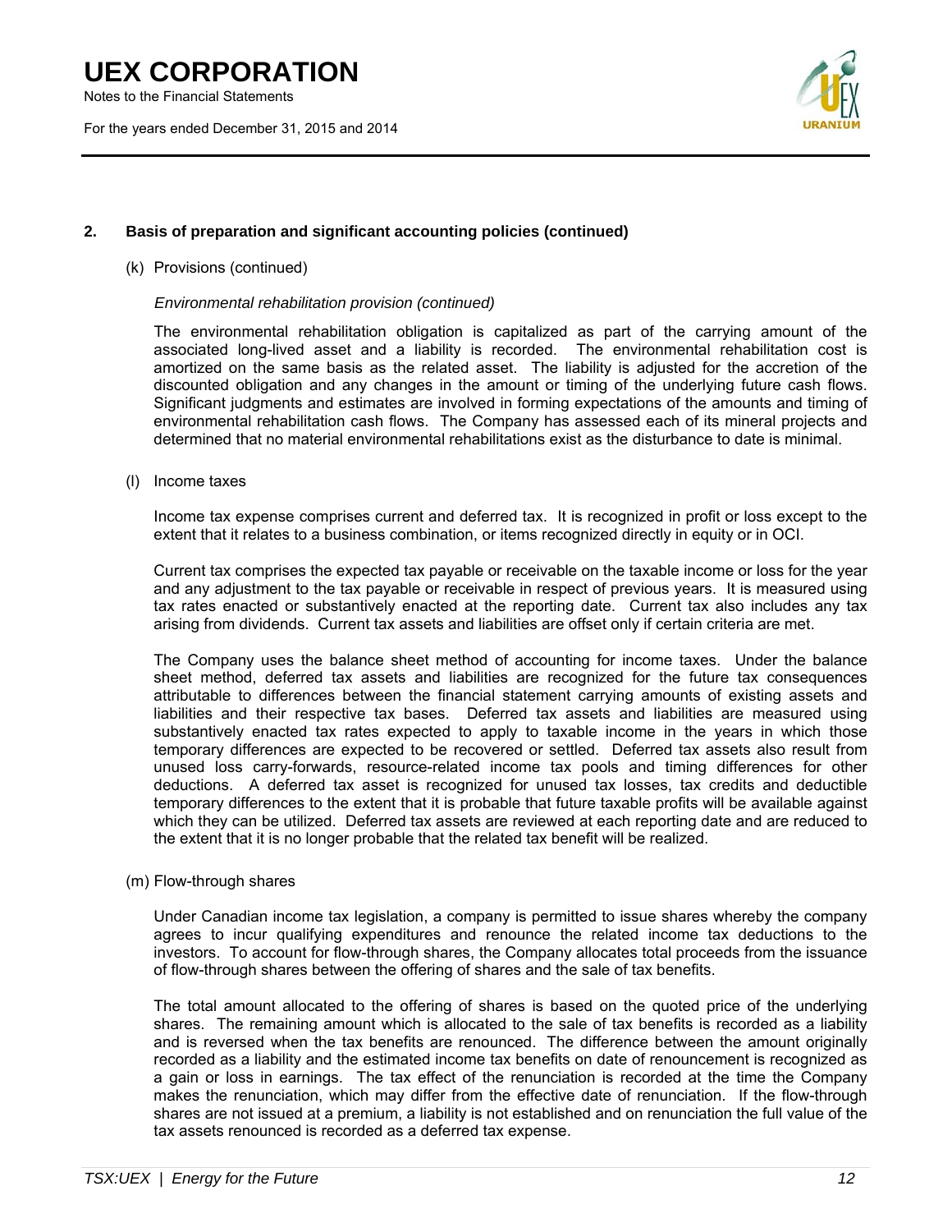## 2. Basis of preparation and significant accounting policies (continued)

(k) Provisions (continued)

*Environmental rehabilitation provision (continued)*

The environmental rehabilitation obligation is capitalized as part of the carrying amount of the associated long-lived asset and a liability is recorded. The environmental rehabilitation cost is amortized on the same basis as the related asset. The liability is adjusted for the accretion of the discounted obligation and any changes in the amount or timing of the underlying future cash flows. Significant judgments and estimates are involved in forming expectations of the amounts and timing of environmental rehabilitation cash flows. The Company has assessed each of its mineral projects and determined that no material environmental rehabilitations exist as the disturbance to date is minimal.

(l) Income taxes

Income tax expense comprises current and deferred tax. It is recognized in profit or loss except to the extent that it relates to a business combination, or items recognized directly in equity or in OCI.

Current tax comprises the expected tax payable or receivable on the taxable income or loss for the year and any adjustment to the tax payable or receivable in respect of previous years. It is measured using tax rates enacted or substantively enacted at the reporting date. Current tax also includes any tax arising from dividends. Current tax assets and liabilities are offset only if certain criteria are met.

The Company uses the balance sheet method of accounting for income taxes. Under the balance sheet method, deferred tax assets and liabilities are recognized for the future tax consequences attributable to differences between the financial statement carrying amounts of existing assets and liabilities and their respective tax bases. Deferred tax assets and liabilities are measured using substantively enacted tax rates expected to apply to taxable income in the years in which those temporary differences are expected to be recovered or settled. Deferred tax assets also result from unused loss carry-forwards, resource-related income tax pools and timing differences for other deductions. A deferred tax asset is recognized for unused tax losses, tax credits and deductible temporary differences to the extent that it is probable that future taxable profits will be available against which they can be utilized. Deferred tax assets are reviewed at each reporting date and are reduced to the extent that it is no longer probable that the related tax benefit will be realized.

(m) Flow-through shares

Under Canadian income tax legislation, a company is permitted to issue shares whereby the company agrees to incur qualifying expenditures and renounce the related income tax deductions to the investors. To account for flow-through shares, the Company allocates total proceeds from the issuance of flow-through shares between the offering of shares and the sale of tax benefits.

The total amount allocated to the offering of shares is based on the quoted price of the underlying shares. The remaining amount which is allocated to the sale of tax benefits is recorded as a liability and is reversed when the tax benefits are renounced. The difference between the amount originally recorded as a liability and the estimated income tax benefits on date of renouncement is recognized as a gain or loss in earnings. The tax effect of the renunciation is recorded at the time the Company makes the renunciation, which may differ from the effective date of renunciation. If the flow-through shares are not issued at a premium, a liability is not established and on renunciation the full value of the tax assets renounced is recorded as a deferred tax expense.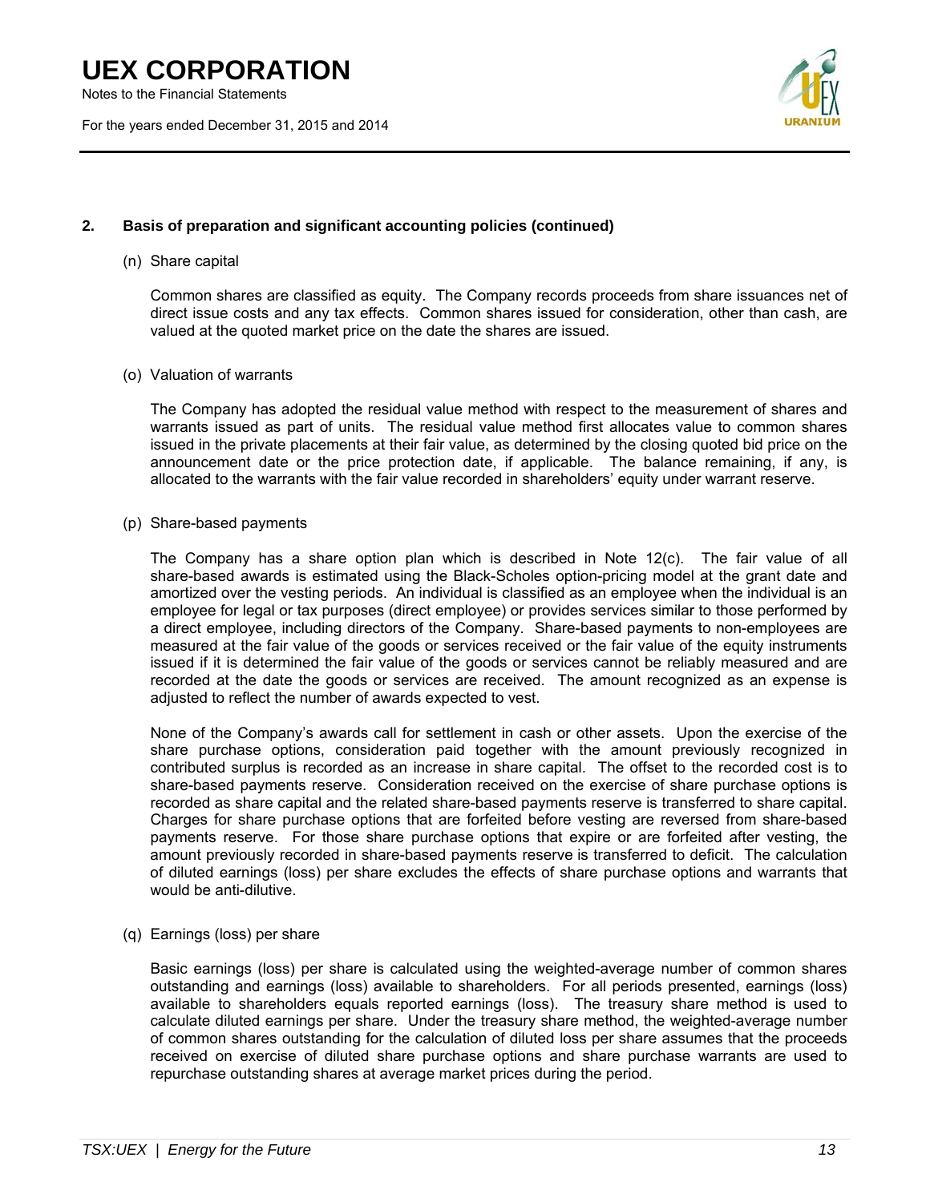## 2. Basis of preparation and significant accounting policies (continued)

### (n) Share capital

Common shares are classified as equity. The Company records proceeds from share issuances net of direct issue costs and any tax effects. Common shares issued for consideration, other than cash, are valued at the quoted market price on the date the shares are issued.

### (o) Valuation of warrants

The Company has adopted the residual value method with respect to the measurement of shares and warrants issued as part of units. The residual value method first allocates value to common shares issued in the private placements at their fair value, as determined by the closing quoted bid price on the announcement date or the price protection date, if applicable. The balance remaining, if any, is allocated to the warrants with the fair value recorded in shareholders' equity under warrant reserve.

### (p) Share-based payments

The Company has a share option plan which is described in Note 12(c). The fair value of all share-based awards is estimated using the Black-Scholes option-pricing model at the grant date and amortized over the vesting periods. An individual is classified as an employee when the individual is an employee for legal or tax purposes (direct employee) or provides services similar to those performed by a direct employee, including directors of the Company. Share-based payments to non-employees are measured at the fair value of the goods or services received or the fair value of the equity instruments issued if it is determined the fair value of the goods or services cannot be reliably measured and are recorded at the date the goods or services are received. The amount recognized as an expense is adjusted to reflect the number of awards expected to vest.

None of the Company's awards call for settlement in cash or other assets. Upon the exercise of the share purchase options, consideration paid together with the amount previously recognized in contributed surplus is recorded as an increase in share capital. The offset to the recorded cost is to share-based payments reserve. Consideration received on the exercise of share purchase options is recorded as share capital and the related share-based payments reserve is transferred to share capital. Charges for share purchase options that are forfeited before vesting are reversed from share-based payments reserve. For those share purchase options that expire or are forfeited after vesting, the amount previously recorded in share-based payments reserve is transferred to deficit. The calculation of diluted earnings (loss) per share excludes the effects of share purchase options and warrants that would be anti-dilutive.

### (q) Earnings (loss) per share

Basic earnings (loss) per share is calculated using the weighted-average number of common shares outstanding and earnings (loss) available to shareholders. For all periods presented, earnings (loss) available to shareholders equals reported earnings (loss). The treasury share method is used to calculate diluted earnings per share. Under the treasury share method, the weighted-average number of common shares outstanding for the calculation of diluted loss per share assumes that the proceeds received on exercise of diluted share purchase options and share purchase warrants are used to repurchase outstanding shares at average market prices during the period.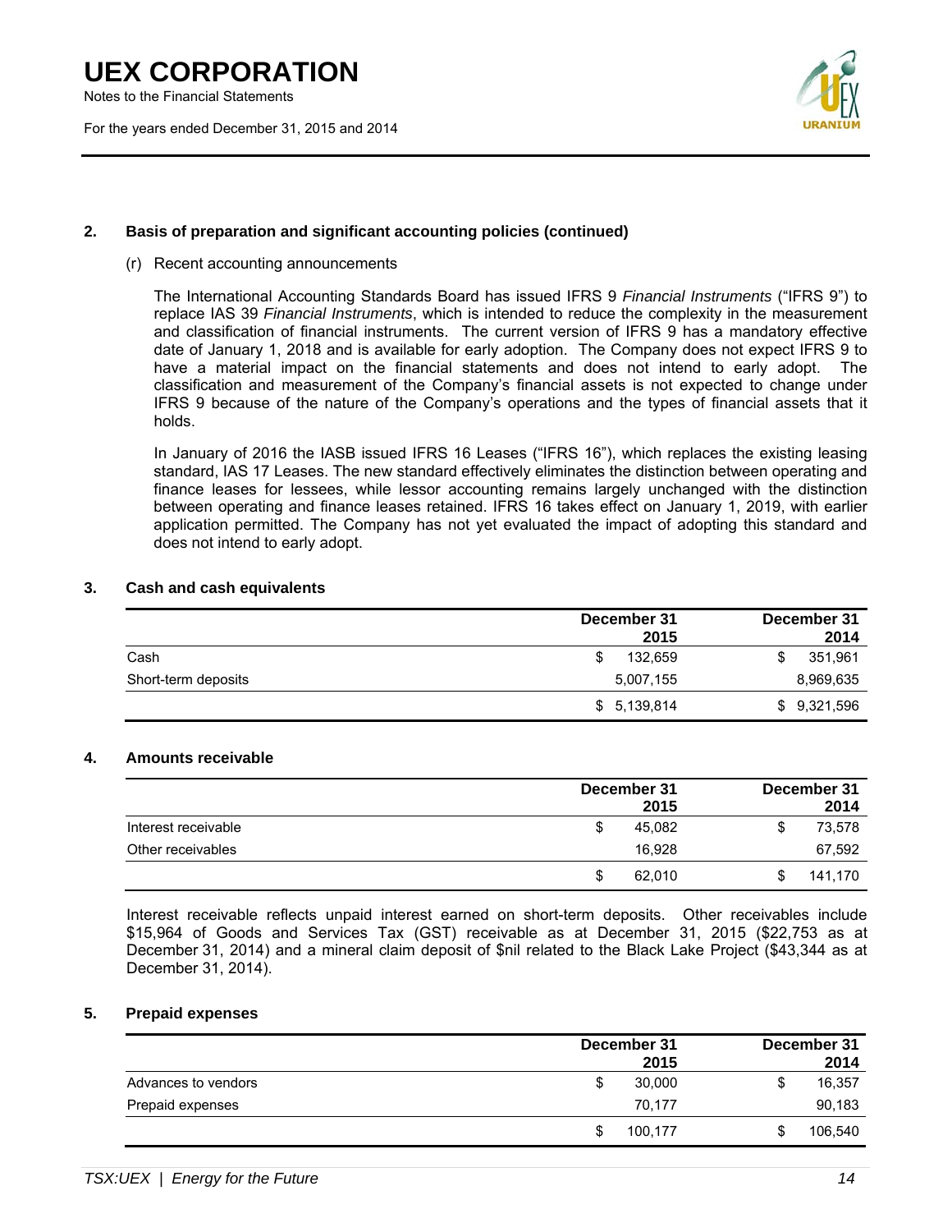## 2. Basis of preparation and significant accounting policies (continued)

(r) Recent accounting announcements

The International Accounting Standards Board has issued IFRS 9 *Financial Instruments* ("IFRS 9") to replace IAS 39 *Financial Instruments*, which is intended to reduce the complexity in the measurement and classification of financial instruments. The current version of IFRS 9 has a mandatory effective date of January 1, 2018 and is available for early adoption. The Company does not expect IFRS 9 to have a material impact on the financial statements and does not intend to early adopt. The classification and measurement of the Company's financial assets is not expected to change under IFRS 9 because of the nature of the Company's operations and the types of financial assets that it holds.

In January of 2016 the IASB issued IFRS 16 Leases ("IFRS 16"), which replaces the existing leasing standard, IAS 17 Leases. The new standard effectively eliminates the distinction between operating and finance leases for lessees, while lessor accounting remains largely unchanged with the distinction between operating and finance leases retained. IFRS 16 takes effect on January 1, 2019, with earlier application permitted. The Company has not yet evaluated the impact of adopting this standard and does not intend to early adopt.

## 3. Cash and cash equivalents

| | December 31 2015 | December 31 2014 |
|---|---|---|
| Cash | $ 132,659 | $ 351,961 |
| Short-term deposits | 5,007,155 | 8,969,635 |
| | $ 5,139,814 | $ 9,321,596 |

## 4. Amounts receivable

| | December 31 2015 | December 31 2014 |
|---|---|---|
| Interest receivable | $ 45,082 | $ 73,578 |
| Other receivables | 16,928 | 67,592 |
| | $ 62,010 | $ 141,170 |

Interest receivable reflects unpaid interest earned on short-term deposits. Other receivables include $15,964 of Goods and Services Tax (GST) receivable as at December 31, 2015 ($22,753 as at December 31, 2014) and a mineral claim deposit of $nil related to the Black Lake Project ($43,344 as at December 31, 2014).

## 5. Prepaid expenses

| | December 31 2015 | December 31 2014 |
|---|---|---|
| Advances to vendors | $ 30,000 | $ 16,357 |
| Prepaid expenses | 70,177 | 90,183 |
| | $ 100,177 | $ 106,540 |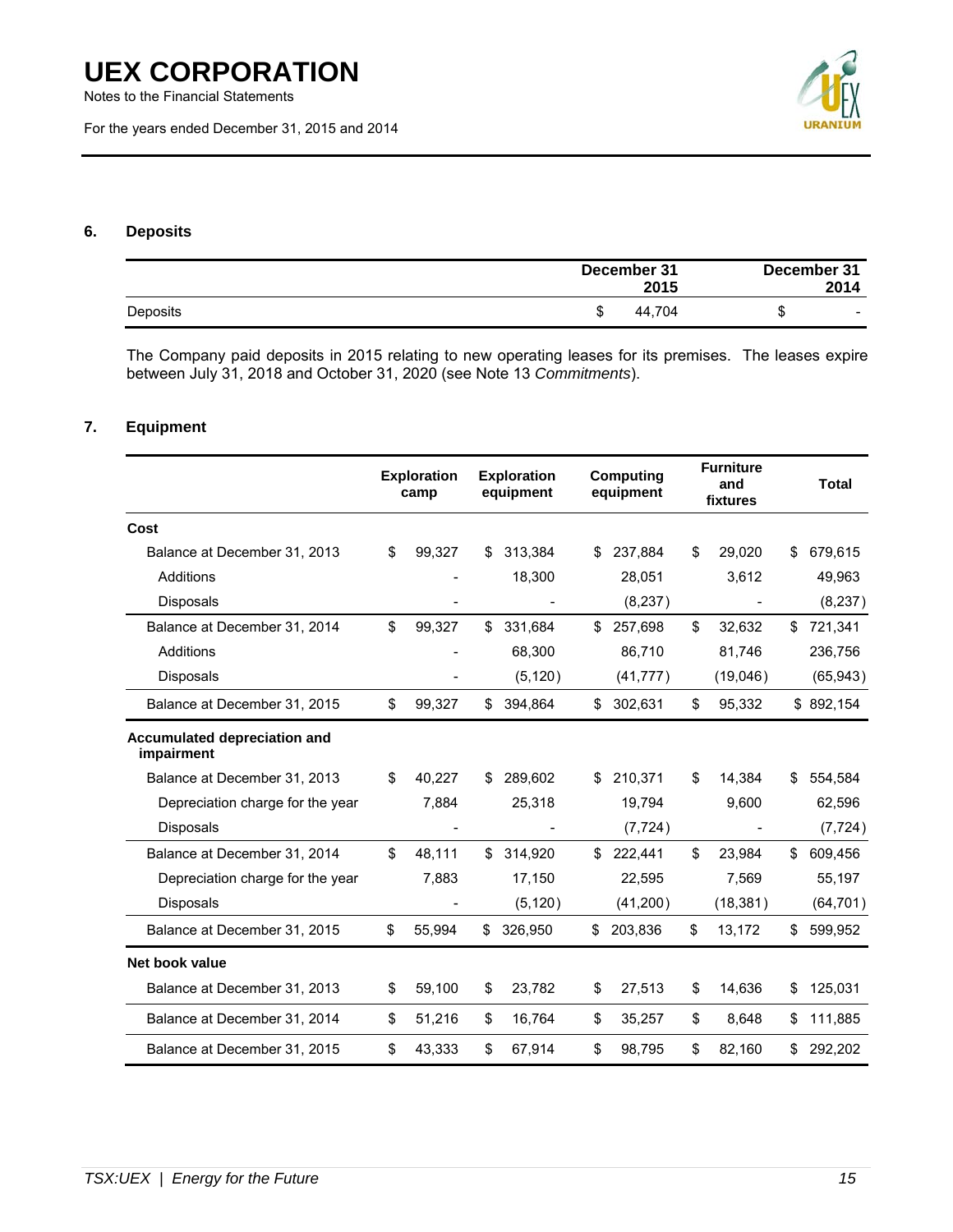## 6. Deposits

| | December 31 2015 | December 31 2014 |
|---|---|---|
| Deposits | $ 44,704 | $ - |

The Company paid deposits in 2015 relating to new operating leases for its premises. The leases expire between July 31, 2018 and October 31, 2020 (see Note 13 *Commitments*).

## 7. Equipment

| | Exploration camp | Exploration equipment | Computing equipment | Furniture and fixtures | Total |
|---|---|---|---|---|---|
| **Cost** | | | | | |
| Balance at December 31, 2013 | $ 99,327 | $ 313,384 | $ 237,884 | $ 29,020 | $ 679,615 |
| Additions | - | 18,300 | 28,051 | 3,612 | 49,963 |
| Disposals | - | - | (8,237) | - | (8,237) |
| Balance at December 31, 2014 | $ 99,327 | $ 331,684 | $ 257,698 | $ 32,632 | $ 721,341 |
| Additions | - | 68,300 | 86,710 | 81,746 | 236,756 |
| Disposals | - | (5,120) | (41,777) | (19,046) | (65,943) |
| Balance at December 31, 2015 | $ 99,327 | $ 394,864 | $ 302,631 | $ 95,332 | $ 892,154 |
| **Accumulated depreciation and impairment** | | | | | |
| Balance at December 31, 2013 | $ 40,227 | $ 289,602 | $ 210,371 | $ 14,384 | $ 554,584 |
| Depreciation charge for the year | 7,884 | 25,318 | 19,794 | 9,600 | 62,596 |
| Disposals | - | - | (7,724) | - | (7,724) |
| Balance at December 31, 2014 | $ 48,111 | $ 314,920 | $ 222,441 | $ 23,984 | $ 609,456 |
| Depreciation charge for the year | 7,883 | 17,150 | 22,595 | 7,569 | 55,197 |
| Disposals | - | (5,120) | (41,200) | (18,381) | (64,701) |
| Balance at December 31, 2015 | $ 55,994 | $ 326,950 | $ 203,836 | $ 13,172 | $ 599,952 |
| **Net book value** | | | | | |
| Balance at December 31, 2013 | $ 59,100 | $ 23,782 | $ 27,513 | $ 14,636 | $ 125,031 |
| Balance at December 31, 2014 | $ 51,216 | $ 16,764 | $ 35,257 | $ 8,648 | $ 111,885 |
| Balance at December 31, 2015 | $ 43,333 | $ 67,914 | $ 98,795 | $ 82,160 | $ 292,202 |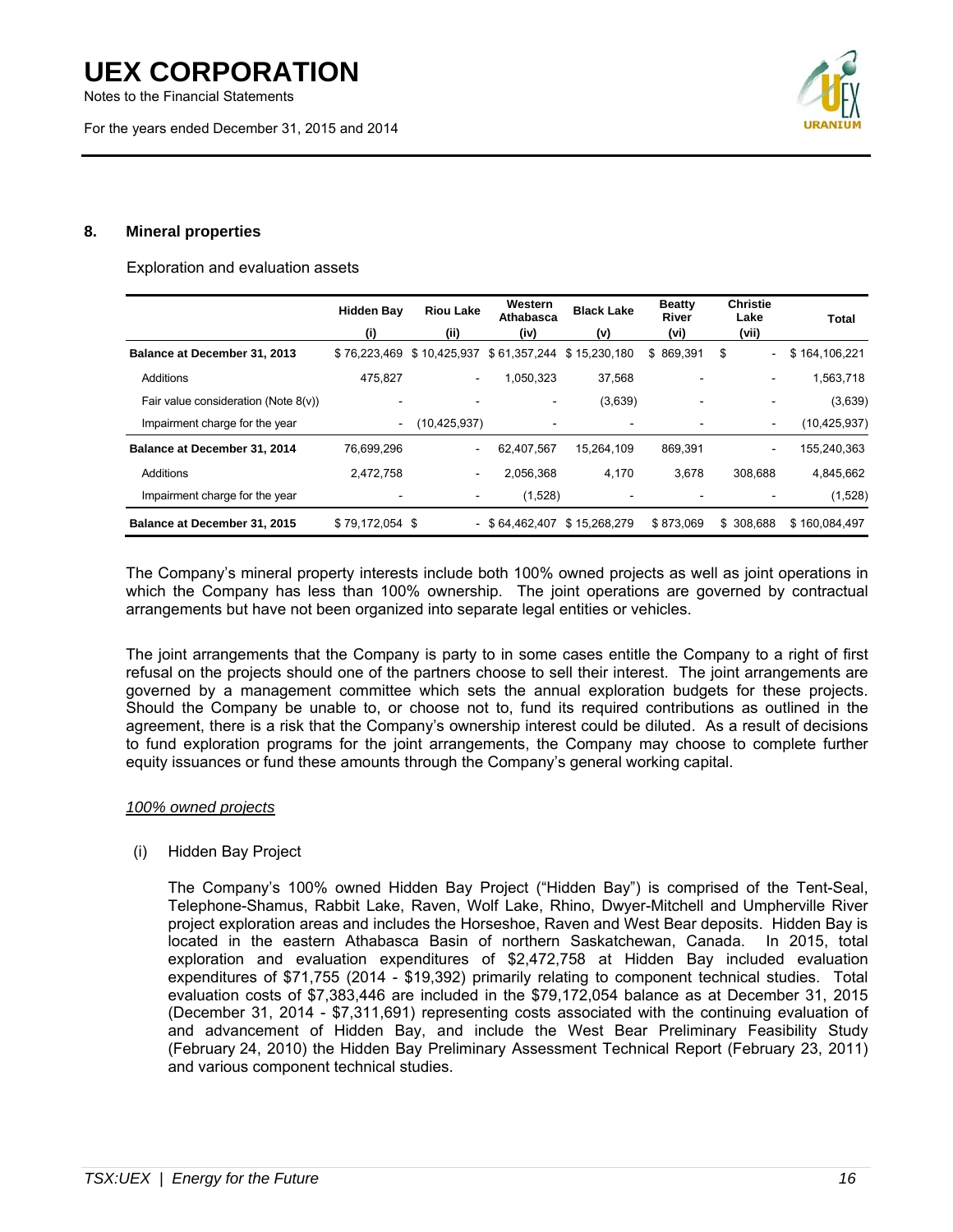## 8. Mineral properties

Exploration and evaluation assets

| | Hidden Bay (i) | Riou Lake (ii) | Western Athabasca (iv) | Black Lake (v) | Beatty River (vi) | Christie Lake (vii) | Total |
|---|---|---|---|---|---|---|---|
| **Balance at December 31, 2013** | $ 76,223,469 | $ 10,425,937 | $ 61,357,244 | $ 15,230,180 | $ 869,391 | $ - | $ 164,106,221 |
| Additions | 475,827 | - | 1,050,323 | 37,568 | - | - | 1,563,718 |
| Fair value consideration (Note 8(v)) | - | - | - | (3,639) | - | - | (3,639) |
| Impairment charge for the year | - | (10,425,937) | - | - | - | - | (10,425,937) |
| **Balance at December 31, 2014** | 76,699,296 | - | 62,407,567 | 15,264,109 | 869,391 | - | 155,240,363 |
| Additions | 2,472,758 | - | 2,056,368 | 4,170 | 3,678 | 308,688 | 4,845,662 |
| Impairment charge for the year | - | - | (1,528) | - | - | - | (1,528) |
| **Balance at December 31, 2015** | $ 79,172,054 | $ - | $ 64,462,407 | $ 15,268,279 | $ 873,069 | $ 308,688 | $ 160,084,497 |

The Company's mineral property interests include both 100% owned projects as well as joint operations in which the Company has less than 100% ownership. The joint operations are governed by contractual arrangements but have not been organized into separate legal entities or vehicles.

The joint arrangements that the Company is party to in some cases entitle the Company to a right of first refusal on the projects should one of the partners choose to sell their interest. The joint arrangements are governed by a management committee which sets the annual exploration budgets for these projects. Should the Company be unable to, or choose not to, fund its required contributions as outlined in the agreement, there is a risk that the Company's ownership interest could be diluted. As a result of decisions to fund exploration programs for the joint arrangements, the Company may choose to complete further equity issuances or fund these amounts through the Company's general working capital.

*100% owned projects*

(i) Hidden Bay Project

The Company's 100% owned Hidden Bay Project ("Hidden Bay") is comprised of the Tent-Seal, Telephone-Shamus, Rabbit Lake, Raven, Wolf Lake, Rhino, Dwyer-Mitchell and Umpherville River project exploration areas and includes the Horseshoe, Raven and West Bear deposits. Hidden Bay is located in the eastern Athabasca Basin of northern Saskatchewan, Canada. In 2015, total exploration and evaluation expenditures of $2,472,758 at Hidden Bay included evaluation expenditures of $71,755 (2014 - $19,392) primarily relating to component technical studies. Total evaluation costs of $7,383,446 are included in the $79,172,054 balance as at December 31, 2015 (December 31, 2014 - $7,311,691) representing costs associated with the continuing evaluation of and advancement of Hidden Bay, and include the West Bear Preliminary Feasibility Study (February 24, 2010) the Hidden Bay Preliminary Assessment Technical Report (February 23, 2011) and various component technical studies.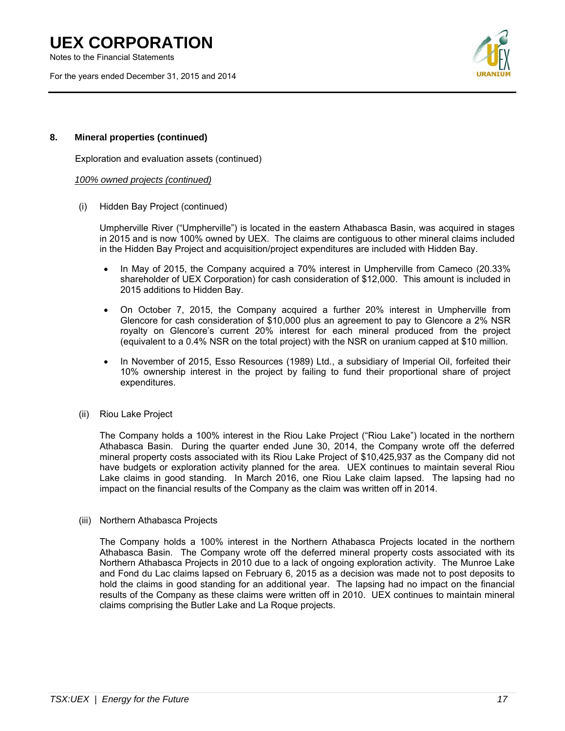## 8. Mineral properties (continued)

Exploration and evaluation assets (continued)

*100% owned projects (continued)*

(i) Hidden Bay Project (continued)

Umpherville River ("Umpherville") is located in the eastern Athabasca Basin, was acquired in stages in 2015 and is now 100% owned by UEX. The claims are contiguous to other mineral claims included in the Hidden Bay Project and acquisition/project expenditures are included with Hidden Bay.

- In May of 2015, the Company acquired a 70% interest in Umpherville from Cameco (20.33% shareholder of UEX Corporation) for cash consideration of $12,000. This amount is included in 2015 additions to Hidden Bay.
- On October 7, 2015, the Company acquired a further 20% interest in Umpherville from Glencore for cash consideration of $10,000 plus an agreement to pay to Glencore a 2% NSR royalty on Glencore's current 20% interest for each mineral produced from the project (equivalent to a 0.4% NSR on the total project) with the NSR on uranium capped at $10 million.
- In November of 2015, Esso Resources (1989) Ltd., a subsidiary of Imperial Oil, forfeited their 10% ownership interest in the project by failing to fund their proportional share of project expenditures.

(ii) Riou Lake Project

The Company holds a 100% interest in the Riou Lake Project ("Riou Lake") located in the northern Athabasca Basin. During the quarter ended June 30, 2014, the Company wrote off the deferred mineral property costs associated with its Riou Lake Project of $10,425,937 as the Company did not have budgets or exploration activity planned for the area. UEX continues to maintain several Riou Lake claims in good standing. In March 2016, one Riou Lake claim lapsed. The lapsing had no impact on the financial results of the Company as the claim was written off in 2014.

(iii) Northern Athabasca Projects

The Company holds a 100% interest in the Northern Athabasca Projects located in the northern Athabasca Basin. The Company wrote off the deferred mineral property costs associated with its Northern Athabasca Projects in 2010 due to a lack of ongoing exploration activity. The Munroe Lake and Fond du Lac claims lapsed on February 6, 2015 as a decision was made not to post deposits to hold the claims in good standing for an additional year. The lapsing had no impact on the financial results of the Company as these claims were written off in 2010. UEX continues to maintain mineral claims comprising the Butler Lake and La Roque projects.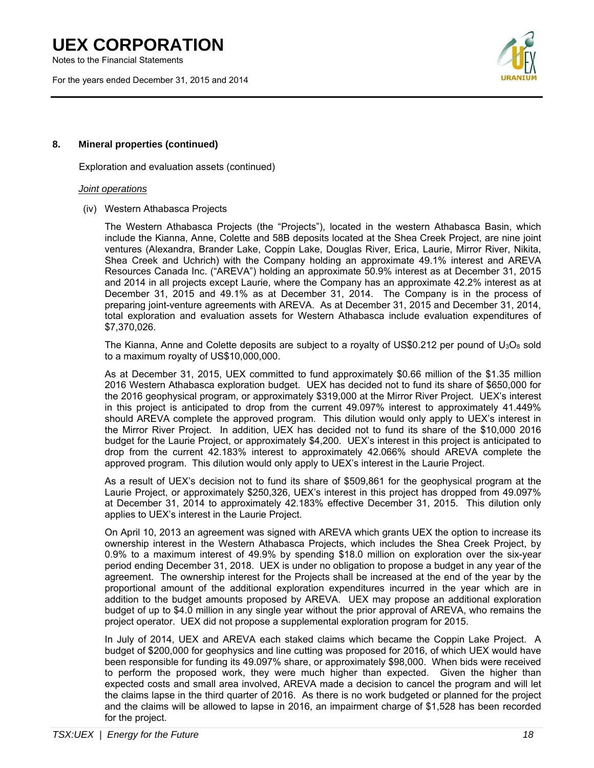## 8. Mineral properties (continued)

Exploration and evaluation assets (continued)

*Joint operations*

(iv) Western Athabasca Projects

The Western Athabasca Projects (the "Projects"), located in the western Athabasca Basin, which include the Kianna, Anne, Colette and 58B deposits located at the Shea Creek Project, are nine joint ventures (Alexandra, Brander Lake, Coppin Lake, Douglas River, Erica, Laurie, Mirror River, Nikita, Shea Creek and Uchrich) with the Company holding an approximate 49.1% interest and AREVA Resources Canada Inc. ("AREVA") holding an approximate 50.9% interest as at December 31, 2015 and 2014 in all projects except Laurie, where the Company has an approximate 42.2% interest as at December 31, 2015 and 49.1% as at December 31, 2014. The Company is in the process of preparing joint-venture agreements with AREVA. As at December 31, 2015 and December 31, 2014, total exploration and evaluation assets for Western Athabasca include evaluation expenditures of $7,370,026.

The Kianna, Anne and Colette deposits are subject to a royalty of US$0.212 per pound of $U_3O_8$ sold to a maximum royalty of US$10,000,000.

As at December 31, 2015, UEX committed to fund approximately $0.66 million of the $1.35 million 2016 Western Athabasca exploration budget. UEX has decided not to fund its share of $650,000 for the 2016 geophysical program, or approximately $319,000 at the Mirror River Project. UEX's interest in this project is anticipated to drop from the current 49.097% interest to approximately 41.449% should AREVA complete the approved program. This dilution would only apply to UEX's interest in the Mirror River Project. In addition, UEX has decided not to fund its share of the $10,000 2016 budget for the Laurie Project, or approximately $4,200. UEX's interest in this project is anticipated to drop from the current 42.183% interest to approximately 42.066% should AREVA complete the approved program. This dilution would only apply to UEX's interest in the Laurie Project.

As a result of UEX's decision not to fund its share of $509,861 for the geophysical program at the Laurie Project, or approximately $250,326, UEX's interest in this project has dropped from 49.097% at December 31, 2014 to approximately 42.183% effective December 31, 2015. This dilution only applies to UEX's interest in the Laurie Project.

On April 10, 2013 an agreement was signed with AREVA which grants UEX the option to increase its ownership interest in the Western Athabasca Projects, which includes the Shea Creek Project, by 0.9% to a maximum interest of 49.9% by spending $18.0 million on exploration over the six-year period ending December 31, 2018. UEX is under no obligation to propose a budget in any year of the agreement. The ownership interest for the Projects shall be increased at the end of the year by the proportional amount of the additional exploration expenditures incurred in the year which are in addition to the budget amounts proposed by AREVA. UEX may propose an additional exploration budget of up to $4.0 million in any single year without the prior approval of AREVA, who remains the project operator. UEX did not propose a supplemental exploration program for 2015.

In July of 2014, UEX and AREVA each staked claims which became the Coppin Lake Project. A budget of $200,000 for geophysics and line cutting was proposed for 2016, of which UEX would have been responsible for funding its 49.097% share, or approximately $98,000. When bids were received to perform the proposed work, they were much higher than expected. Given the higher than expected costs and small area involved, AREVA made a decision to cancel the program and will let the claims lapse in the third quarter of 2016. As there is no work budgeted or planned for the project and the claims will be allowed to lapse in 2016, an impairment charge of $1,528 has been recorded for the project.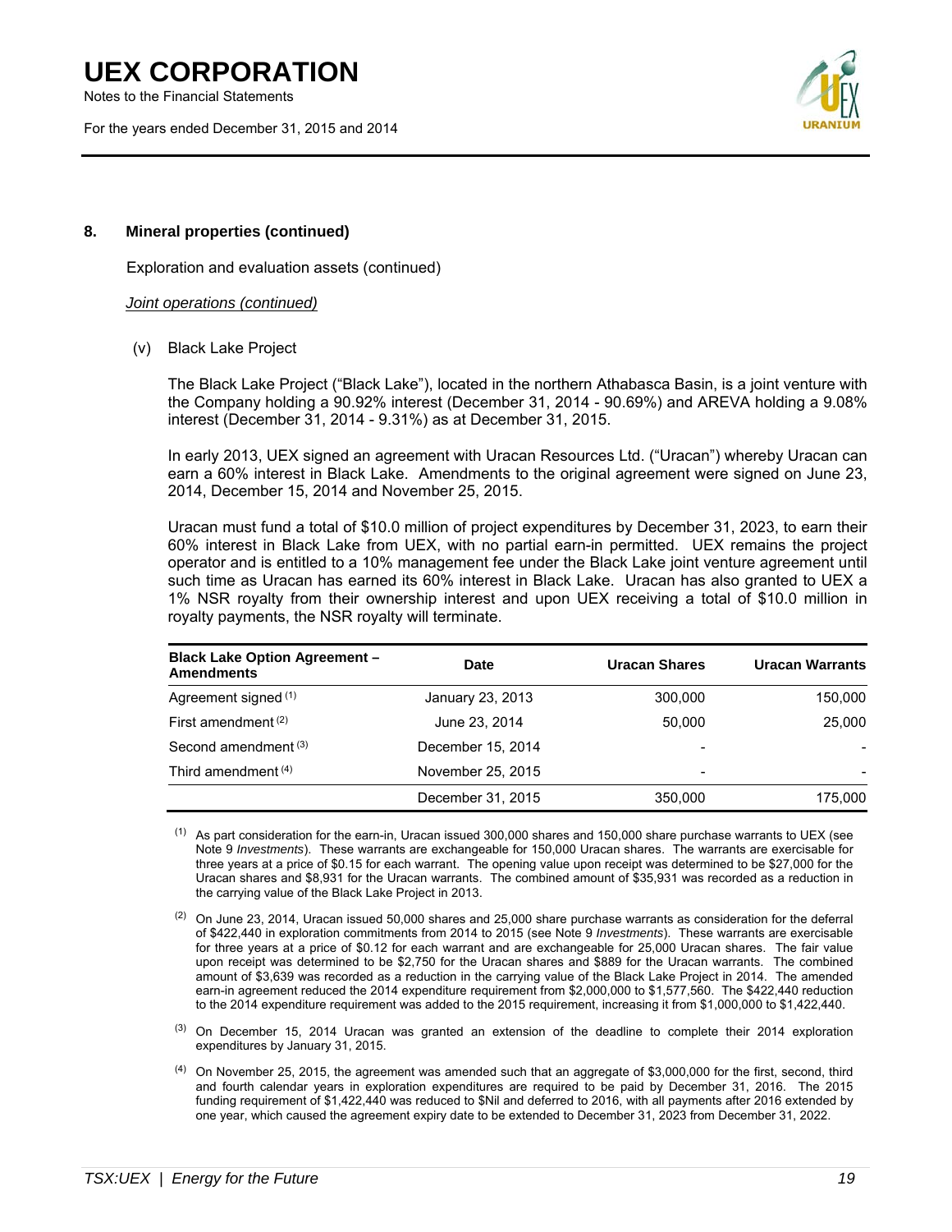## 8. Mineral properties (continued)

Exploration and evaluation assets (continued)

*Joint operations (continued)*

(v) Black Lake Project

The Black Lake Project ("Black Lake"), located in the northern Athabasca Basin, is a joint venture with the Company holding a 90.92% interest (December 31, 2014 - 90.69%) and AREVA holding a 9.08% interest (December 31, 2014 - 9.31%) as at December 31, 2015.

In early 2013, UEX signed an agreement with Uracan Resources Ltd. ("Uracan") whereby Uracan can earn a 60% interest in Black Lake. Amendments to the original agreement were signed on June 23, 2014, December 15, 2014 and November 25, 2015.

Uracan must fund a total of $10.0 million of project expenditures by December 31, 2023, to earn their 60% interest in Black Lake from UEX, with no partial earn-in permitted. UEX remains the project operator and is entitled to a 10% management fee under the Black Lake joint venture agreement until such time as Uracan has earned its 60% interest in Black Lake. Uracan has also granted to UEX a 1% NSR royalty from their ownership interest and upon UEX receiving a total of $10.0 million in royalty payments, the NSR royalty will terminate.

| Black Lake Option Agreement – Amendments | Date | Uracan Shares | Uracan Warrants |
|---|---|---|---|
| Agreement signed (1) | January 23, 2013 | 300,000 | 150,000 |
| First amendment (2) | June 23, 2014 | 50,000 | 25,000 |
| Second amendment (3) | December 15, 2014 | - | - |
| Third amendment (4) | November 25, 2015 | - | - |
| | December 31, 2015 | 350,000 | 175,000 |

(1) As part consideration for the earn-in, Uracan issued 300,000 shares and 150,000 share purchase warrants to UEX (see Note 9 *Investments*). These warrants are exchangeable for 150,000 Uracan shares. The warrants are exercisable for three years at a price of $0.15 for each warrant. The opening value upon receipt was determined to be $27,000 for the Uracan shares and $8,931 for the Uracan warrants. The combined amount of $35,931 was recorded as a reduction in the carrying value of the Black Lake Project in 2013.

(2) On June 23, 2014, Uracan issued 50,000 shares and 25,000 share purchase warrants as consideration for the deferral of $422,440 in exploration commitments from 2014 to 2015 (see Note 9 *Investments*). These warrants are exercisable for three years at a price of $0.12 for each warrant and are exchangeable for 25,000 Uracan shares. The fair value upon receipt was determined to be $2,750 for the Uracan shares and $889 for the Uracan warrants. The combined amount of $3,639 was recorded as a reduction in the carrying value of the Black Lake Project in 2014. The amended earn-in agreement reduced the 2014 expenditure requirement from $2,000,000 to $1,577,560. The $422,440 reduction to the 2014 expenditure requirement was added to the 2015 requirement, increasing it from $1,000,000 to $1,422,440.

(3) On December 15, 2014 Uracan was granted an extension of the deadline to complete their 2014 exploration expenditures by January 31, 2015.

(4) On November 25, 2015, the agreement was amended such that an aggregate of $3,000,000 for the first, second, third and fourth calendar years in exploration expenditures are required to be paid by December 31, 2016. The 2015 funding requirement of $1,422,440 was reduced to $Nil and deferred to 2016, with all payments after 2016 extended by one year, which caused the agreement expiry date to be extended to December 31, 2023 from December 31, 2022.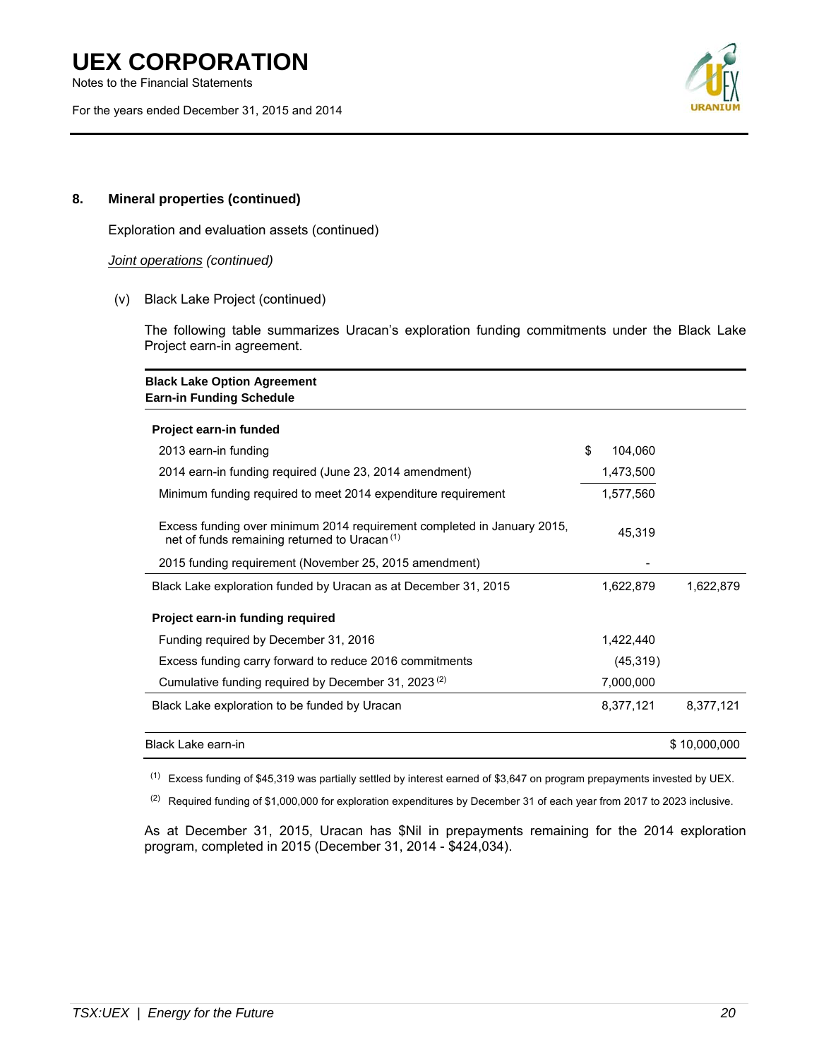## 8. Mineral properties (continued)

Exploration and evaluation assets (continued)

*Joint operations (continued)*

(v) Black Lake Project (continued)

The following table summarizes Uracan's exploration funding commitments under the Black Lake Project earn-in agreement.

| Black Lake Option Agreement<br>Earn-in Funding Schedule | | |
|---|---|---|
| **Project earn-in funded** | | |
| 2013 earn-in funding | $ 104,060 | |
| 2014 earn-in funding required (June 23, 2014 amendment) | 1,473,500 | |
| Minimum funding required to meet 2014 expenditure requirement | 1,577,560 | |
| Excess funding over minimum 2014 requirement completed in January 2015, net of funds remaining returned to Uracan [1] | 45,319 | |
| 2015 funding requirement (November 25, 2015 amendment) | - | |
| Black Lake exploration funded by Uracan as at December 31, 2015 | 1,622,879 | 1,622,879 |
| **Project earn-in funding required** | | |
| Funding required by December 31, 2016 | 1,422,440 | |
| Excess funding carry forward to reduce 2016 commitments | (45,319) | |
| Cumulative funding required by December 31, 2023 [2] | 7,000,000 | |
| Black Lake exploration to be funded by Uracan | 8,377,121 | 8,377,121 |
| Black Lake earn-in | | $ 10,000,000 |

[1] Excess funding of $45,319 was partially settled by interest earned of $3,647 on program prepayments invested by UEX.

[2] Required funding of $1,000,000 for exploration expenditures by December 31 of each year from 2017 to 2023 inclusive.

As at December 31, 2015, Uracan has $Nil in prepayments remaining for the 2014 exploration program, completed in 2015 (December 31, 2014 - $424,034).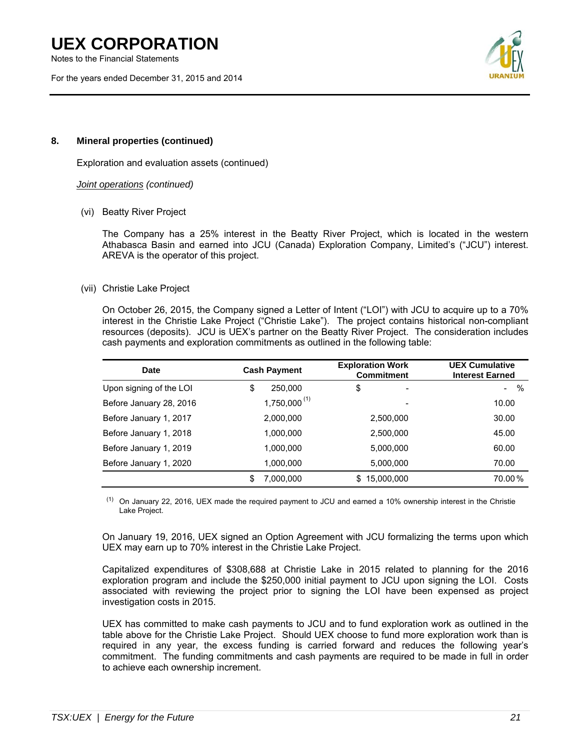**8. Mineral properties (continued)**

Exploration and evaluation assets (continued)

*Joint operations (continued)*

(vi) Beatty River Project

The Company has a 25% interest in the Beatty River Project, which is located in the western Athabasca Basin and earned into JCU (Canada) Exploration Company, Limited's ("JCU") interest. AREVA is the operator of this project.

(vii) Christie Lake Project

On October 26, 2015, the Company signed a Letter of Intent ("LOI") with JCU to acquire up to a 70% interest in the Christie Lake Project ("Christie Lake"). The project contains historical non-compliant resources (deposits). JCU is UEX's partner on the Beatty River Project. The consideration includes cash payments and exploration commitments as outlined in the following table:

| Date | Cash Payment | Exploration Work Commitment | UEX Cumulative Interest Earned |
|---|---|---|---|
| Upon signing of the LOI | $ 250,000 | $ - | - % |
| Before January 28, 2016 | 1,750,000 [1] | - | 10.00 |
| Before January 1, 2017 | 2,000,000 | 2,500,000 | 30.00 |
| Before January 1, 2018 | 1,000,000 | 2,500,000 | 45.00 |
| Before January 1, 2019 | 1,000,000 | 5,000,000 | 60.00 |
| Before January 1, 2020 | 1,000,000 | 5,000,000 | 70.00 |
| | $ 7,000,000 | $ 15,000,000 | 70.00 % |

[1] On January 22, 2016, UEX made the required payment to JCU and earned a 10% ownership interest in the Christie Lake Project.

On January 19, 2016, UEX signed an Option Agreement with JCU formalizing the terms upon which UEX may earn up to 70% interest in the Christie Lake Project.

Capitalized expenditures of $308,688 at Christie Lake in 2015 related to planning for the 2016 exploration program and include the $250,000 initial payment to JCU upon signing the LOI. Costs associated with reviewing the project prior to signing the LOI have been expensed as project investigation costs in 2015.

UEX has committed to make cash payments to JCU and to fund exploration work as outlined in the table above for the Christie Lake Project. Should UEX choose to fund more exploration work than is required in any year, the excess funding is carried forward and reduces the following year's commitment. The funding commitments and cash payments are required to be made in full in order to achieve each ownership increment.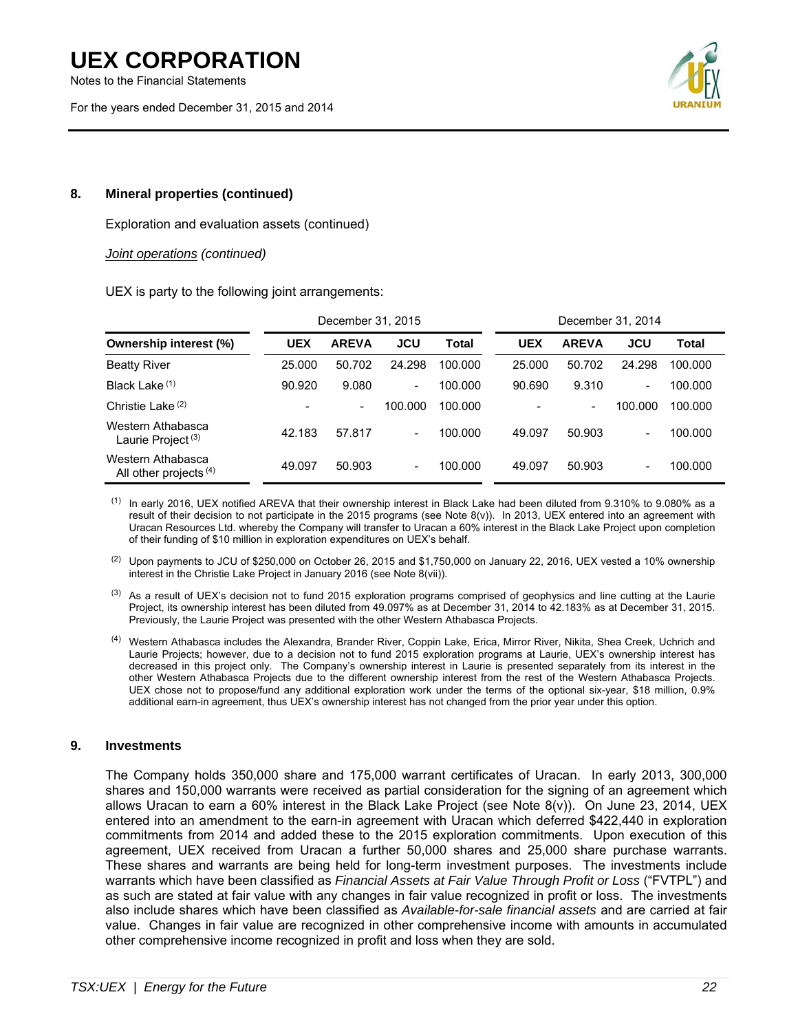## 8. Mineral properties (continued)

Exploration and evaluation assets (continued)

*Joint operations (continued)*

UEX is party to the following joint arrangements:

| | December 31, 2015 | | | | December 31, 2014 | | | |
|---|---|---|---|---|---|---|---|---|
| **Ownership interest (%)** | **UEX** | **AREVA** | **JCU** | **Total** | **UEX** | **AREVA** | **JCU** | **Total** |
| Beatty River | 25.000 | 50.702 | 24.298 | 100.000 | 25.000 | 50.702 | 24.298 | 100.000 |
| Black Lake [(1)] | 90.920 | 9.080 | - | 100.000 | 90.690 | 9.310 | - | 100.000 |
| Christie Lake [(2)] | - | - | 100.000 | 100.000 | - | - | 100.000 | 100.000 |
| Western Athabasca Laurie Project [(3)] | 42.183 | 57.817 | - | 100.000 | 49.097 | 50.903 | - | 100.000 |
| Western Athabasca All other projects [(4)] | 49.097 | 50.903 | - | 100.000 | 49.097 | 50.903 | - | 100.000 |

(1) In early 2016, UEX notified AREVA that their ownership interest in Black Lake had been diluted from 9.310% to 9.080% as a result of their decision to not participate in the 2015 programs (see Note 8(v)). In 2013, UEX entered into an agreement with Uracan Resources Ltd. whereby the Company will transfer to Uracan a 60% interest in the Black Lake Project upon completion of their funding of $10 million in exploration expenditures on UEX's behalf.

(2) Upon payments to JCU of $250,000 on October 26, 2015 and $1,750,000 on January 22, 2016, UEX vested a 10% ownership interest in the Christie Lake Project in January 2016 (see Note 8(vii)).

(3) As a result of UEX's decision not to fund 2015 exploration programs comprised of geophysics and line cutting at the Laurie Project, its ownership interest has been diluted from 49.097% as at December 31, 2014 to 42.183% as at December 31, 2015. Previously, the Laurie Project was presented with the other Western Athabasca Projects.

(4) Western Athabasca includes the Alexandra, Brander River, Coppin Lake, Erica, Mirror River, Nikita, Shea Creek, Uchrich and Laurie Projects; however, due to a decision not to fund 2015 exploration programs at Laurie, UEX's ownership interest has decreased in this project only. The Company's ownership interest in Laurie is presented separately from its interest in the other Western Athabasca Projects due to the different ownership interest from the rest of the Western Athabasca Projects. UEX chose not to propose/fund any additional exploration work under the terms of the optional six-year, $18 million, 0.9% additional earn-in agreement, thus UEX's ownership interest has not changed from the prior year under this option.

## 9. Investments

The Company holds 350,000 share and 175,000 warrant certificates of Uracan. In early 2013, 300,000 shares and 150,000 warrants were received as partial consideration for the signing of an agreement which allows Uracan to earn a 60% interest in the Black Lake Project (see Note 8(v)). On June 23, 2014, UEX entered into an amendment to the earn-in agreement with Uracan which deferred $422,440 in exploration commitments from 2014 and added these to the 2015 exploration commitments. Upon execution of this agreement, UEX received from Uracan a further 50,000 shares and 25,000 share purchase warrants. These shares and warrants are being held for long-term investment purposes. The investments include warrants which have been classified as *Financial Assets at Fair Value Through Profit or Loss* ("FVTPL") and as such are stated at fair value with any changes in fair value recognized in profit or loss. The investments also include shares which have been classified as *Available-for-sale financial assets* and are carried at fair value. Changes in fair value are recognized in other comprehensive income with amounts in accumulated other comprehensive income recognized in profit and loss when they are sold.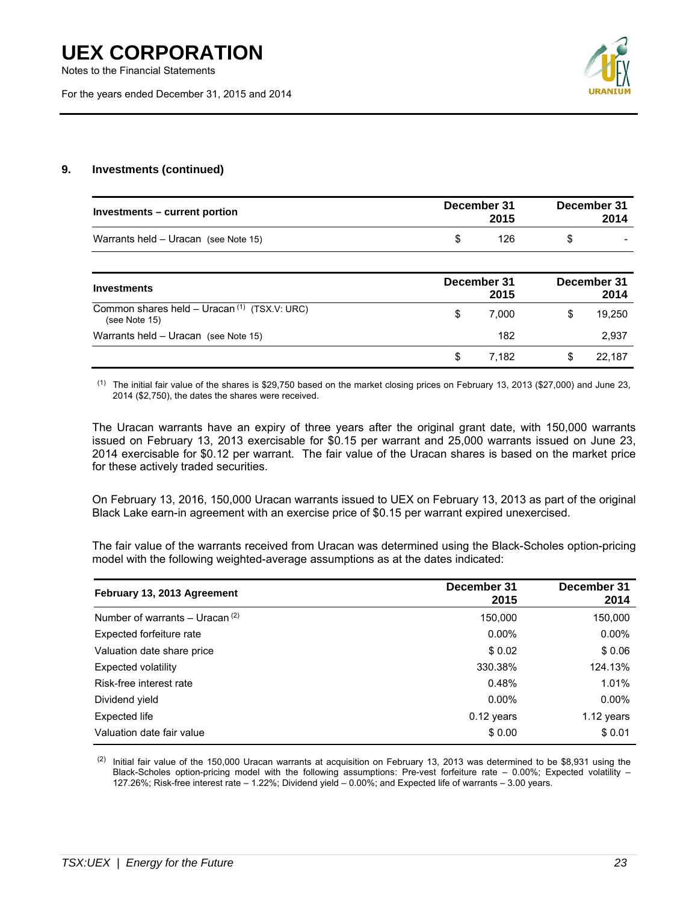### 9. Investments (continued)

| Investments – current portion | December 31 2015 | December 31 2014 |
|---|---|---|
| Warrants held – Uracan (see Note 15) | $ 126 | $ - |

| Investments | December 31 2015 | December 31 2014 |
|---|---|---|
| Common shares held – Uracan [(1)] (TSX.V: URC) (see Note 15) | $ 7,000 | $ 19,250 |
| Warrants held – Uracan (see Note 15) | 182 | 2,937 |
| | $ 7,182 | $ 22,187 |

[(1)] The initial fair value of the shares is $29,750 based on the market closing prices on February 13, 2013 ($27,000) and June 23, 2014 ($2,750), the dates the shares were received.

The Uracan warrants have an expiry of three years after the original grant date, with 150,000 warrants issued on February 13, 2013 exercisable for $0.15 per warrant and 25,000 warrants issued on June 23, 2014 exercisable for $0.12 per warrant. The fair value of the Uracan shares is based on the market price for these actively traded securities.

On February 13, 2016, 150,000 Uracan warrants issued to UEX on February 13, 2013 as part of the original Black Lake earn-in agreement with an exercise price of $0.15 per warrant expired unexercised.

The fair value of the warrants received from Uracan was determined using the Black-Scholes option-pricing model with the following weighted-average assumptions as at the dates indicated:

| February 13, 2013 Agreement | December 31 2015 | December 31 2014 |
|---|---|---|
| Number of warrants – Uracan [(2)] | 150,000 | 150,000 |
| Expected forfeiture rate | 0.00% | 0.00% |
| Valuation date share price | $ 0.02 | $ 0.06 |
| Expected volatility | 330.38% | 124.13% |
| Risk-free interest rate | 0.48% | 1.01% |
| Dividend yield | 0.00% | 0.00% |
| Expected life | 0.12 years | 1.12 years |
| Valuation date fair value | $ 0.00 | $ 0.01 |

[(2)] Initial fair value of the 150,000 Uracan warrants at acquisition on February 13, 2013 was determined to be $8,931 using the Black-Scholes option-pricing model with the following assumptions: Pre-vest forfeiture rate – 0.00%; Expected volatility – 127.26%; Risk-free interest rate – 1.22%; Dividend yield – 0.00%; and Expected life of warrants – 3.00 years.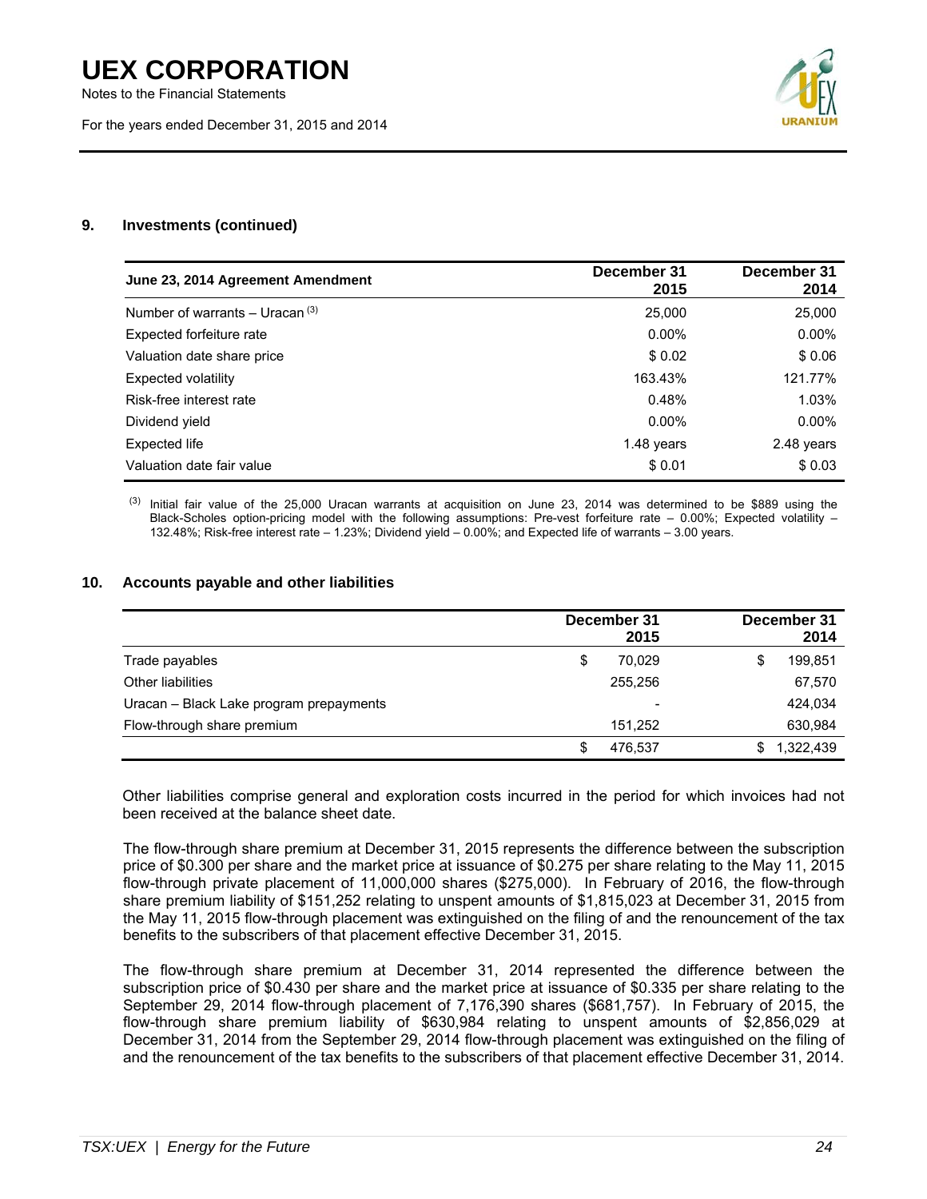### 9. Investments (continued)

| June 23, 2014 Agreement Amendment | December 31 2015 | December 31 2014 |
|---|---|---|
| Number of warrants – Uracan [(3)] | 25,000 | 25,000 |
| Expected forfeiture rate | 0.00% | 0.00% |
| Valuation date share price | $ 0.02 | $ 0.06 |
| Expected volatility | 163.43% | 121.77% |
| Risk-free interest rate | 0.48% | 1.03% |
| Dividend yield | 0.00% | 0.00% |
| Expected life | 1.48 years | 2.48 years |
| Valuation date fair value | $ 0.01 | $ 0.03 |

[(3)] Initial fair value of the 25,000 Uracan warrants at acquisition on June 23, 2014 was determined to be $889 using the Black-Scholes option-pricing model with the following assumptions: Pre-vest forfeiture rate – 0.00%; Expected volatility – 132.48%; Risk-free interest rate – 1.23%; Dividend yield – 0.00%; and Expected life of warrants – 3.00 years.

### 10. Accounts payable and other liabilities

| | December 31 2015 | December 31 2014 |
|---|---|---|
| Trade payables | $ 70,029 | $ 199,851 |
| Other liabilities | 255,256 | 67,570 |
| Uracan – Black Lake program prepayments | - | 424,034 |
| Flow-through share premium | 151,252 | 630,984 |
| | $ 476,537 | $ 1,322,439 |

Other liabilities comprise general and exploration costs incurred in the period for which invoices had not been received at the balance sheet date.

The flow-through share premium at December 31, 2015 represents the difference between the subscription price of $0.300 per share and the market price at issuance of $0.275 per share relating to the May 11, 2015 flow-through private placement of 11,000,000 shares ($275,000). In February of 2016, the flow-through share premium liability of $151,252 relating to unspent amounts of $1,815,023 at December 31, 2015 from the May 11, 2015 flow-through placement was extinguished on the filing of and the renouncement of the tax benefits to the subscribers of that placement effective December 31, 2015.

The flow-through share premium at December 31, 2014 represented the difference between the subscription price of $0.430 per share and the market price at issuance of $0.335 per share relating to the September 29, 2014 flow-through placement of 7,176,390 shares ($681,757). In February of 2015, the flow-through share premium liability of $630,984 relating to unspent amounts of $2,856,029 at December 31, 2014 from the September 29, 2014 flow-through placement was extinguished on the filing of and the renouncement of the tax benefits to the subscribers of that placement effective December 31, 2014.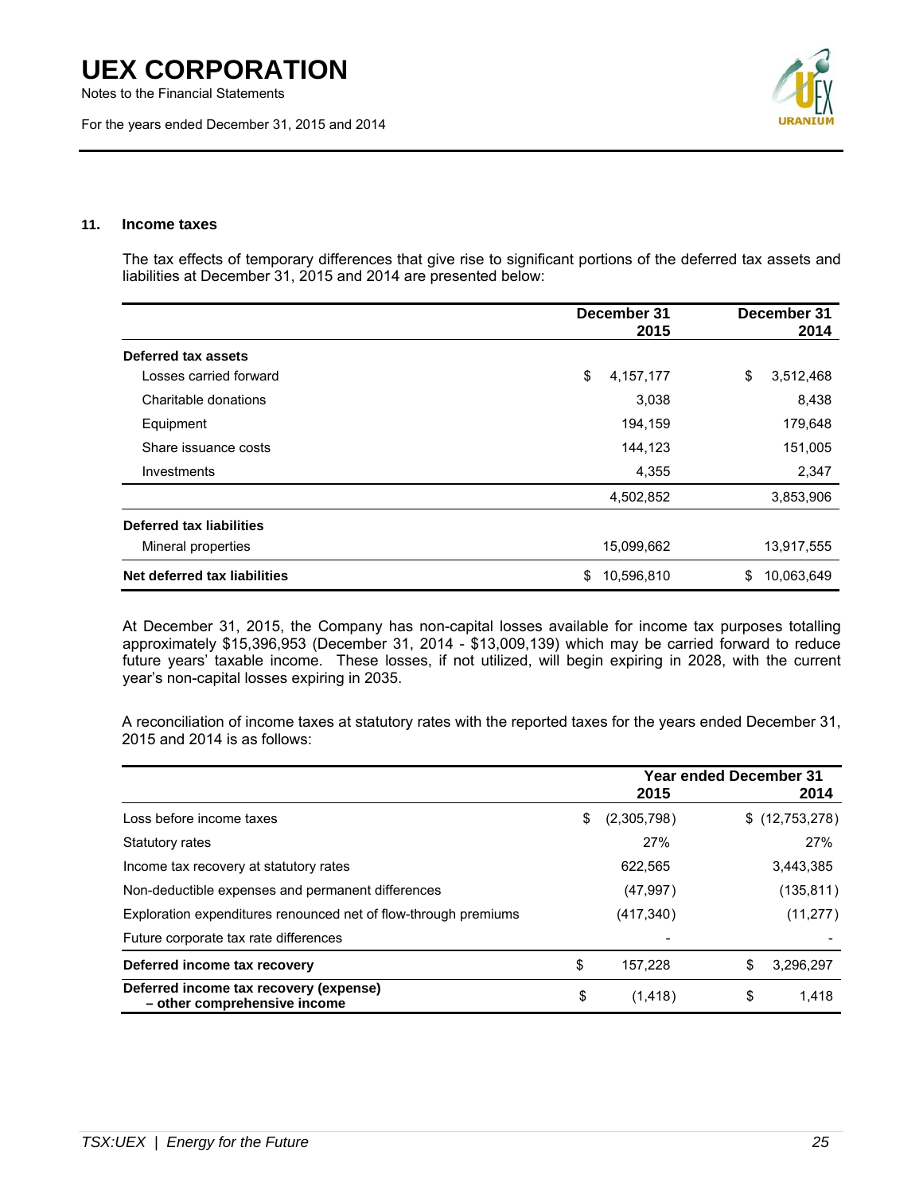## 11. Income taxes

The tax effects of temporary differences that give rise to significant portions of the deferred tax assets and liabilities at December 31, 2015 and 2014 are presented below:

| | December 31 2015 | December 31 2014 |
|---|---|---|
| **Deferred tax assets** | | |
| Losses carried forward | $ 4,157,177 | $ 3,512,468 |
| Charitable donations | 3,038 | 8,438 |
| Equipment | 194,159 | 179,648 |
| Share issuance costs | 144,123 | 151,005 |
| Investments | 4,355 | 2,347 |
| | 4,502,852 | 3,853,906 |
| **Deferred tax liabilities** | | |
| Mineral properties | 15,099,662 | 13,917,555 |
| **Net deferred tax liabilities** | $ 10,596,810 | $ 10,063,649 |

At December 31, 2015, the Company has non-capital losses available for income tax purposes totalling approximately $15,396,953 (December 31, 2014 - $13,009,139) which may be carried forward to reduce future years' taxable income. These losses, if not utilized, will begin expiring in 2028, with the current year's non-capital losses expiring in 2035.

A reconciliation of income taxes at statutory rates with the reported taxes for the years ended December 31, 2015 and 2014 is as follows:

| | Year ended December 31 2015 | 2014 |
|---|---|---|
| Loss before income taxes | $ (2,305,798) | $ (12,753,278) |
| Statutory rates | 27% | 27% |
| Income tax recovery at statutory rates | 622,565 | 3,443,385 |
| Non-deductible expenses and permanent differences | (47,997) | (135,811) |
| Exploration expenditures renounced net of flow-through premiums | (417,340) | (11,277) |
| Future corporate tax rate differences | - | - |
| **Deferred income tax recovery** | $ 157,228 | $ 3,296,297 |
| **Deferred income tax recovery (expense) – other comprehensive income** | $ (1,418) | $ 1,418 |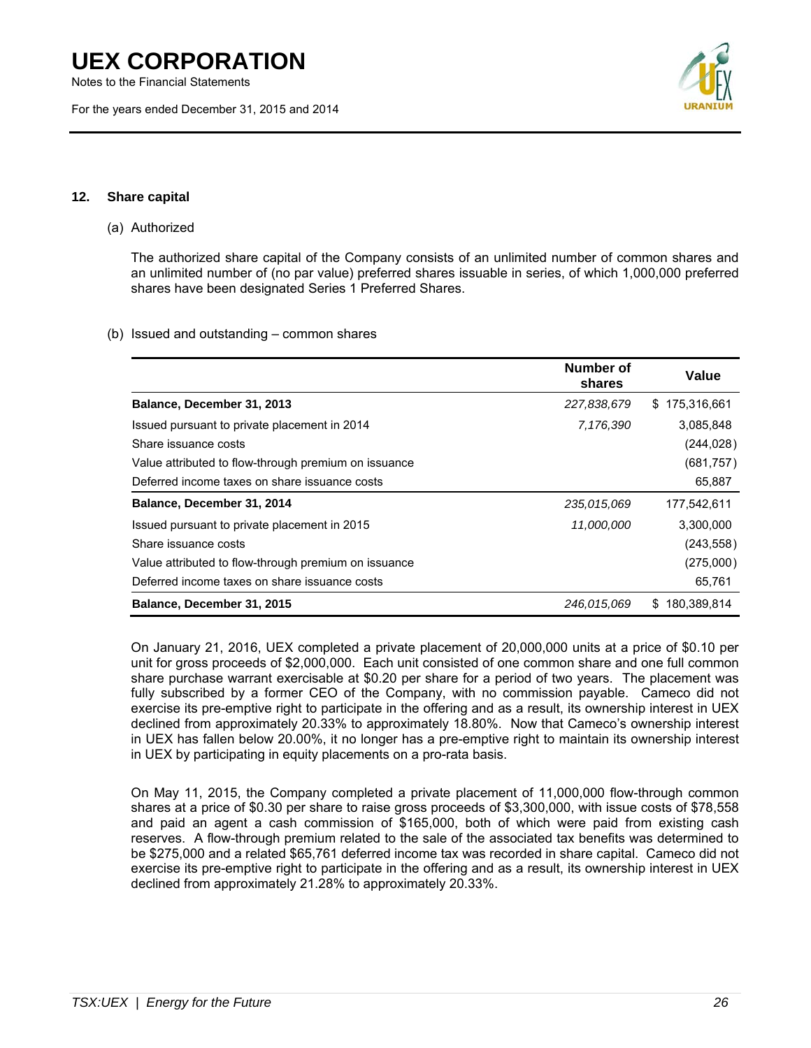## 12. Share capital

(a) Authorized

The authorized share capital of the Company consists of an unlimited number of common shares and an unlimited number of (no par value) preferred shares issuable in series, of which 1,000,000 preferred shares have been designated Series 1 Preferred Shares.

(b) Issued and outstanding – common shares

| | Number of shares | Value |
|---|---|---|
| **Balance, December 31, 2013** | *227,838,679* | $ 175,316,661 |
| Issued pursuant to private placement in 2014 | *7,176,390* | 3,085,848 |
| Share issuance costs | | (244,028) |
| Value attributed to flow-through premium on issuance | | (681,757) |
| Deferred income taxes on share issuance costs | | 65,887 |
| **Balance, December 31, 2014** | *235,015,069* | 177,542,611 |
| Issued pursuant to private placement in 2015 | *11,000,000* | 3,300,000 |
| Share issuance costs | | (243,558) |
| Value attributed to flow-through premium on issuance | | (275,000) |
| Deferred income taxes on share issuance costs | | 65,761 |
| **Balance, December 31, 2015** | *246,015,069* | $ 180,389,814 |

On January 21, 2016, UEX completed a private placement of 20,000,000 units at a price of $0.10 per unit for gross proceeds of $2,000,000. Each unit consisted of one common share and one full common share purchase warrant exercisable at $0.20 per share for a period of two years. The placement was fully subscribed by a former CEO of the Company, with no commission payable. Cameco did not exercise its pre-emptive right to participate in the offering and as a result, its ownership interest in UEX declined from approximately 20.33% to approximately 18.80%. Now that Cameco's ownership interest in UEX has fallen below 20.00%, it no longer has a pre-emptive right to maintain its ownership interest in UEX by participating in equity placements on a pro-rata basis.

On May 11, 2015, the Company completed a private placement of 11,000,000 flow-through common shares at a price of $0.30 per share to raise gross proceeds of $3,300,000, with issue costs of $78,558 and paid an agent a cash commission of $165,000, both of which were paid from existing cash reserves. A flow-through premium related to the sale of the associated tax benefits was determined to be $275,000 and a related $65,761 deferred income tax was recorded in share capital. Cameco did not exercise its pre-emptive right to participate in the offering and as a result, its ownership interest in UEX declined from approximately 21.28% to approximately 20.33%.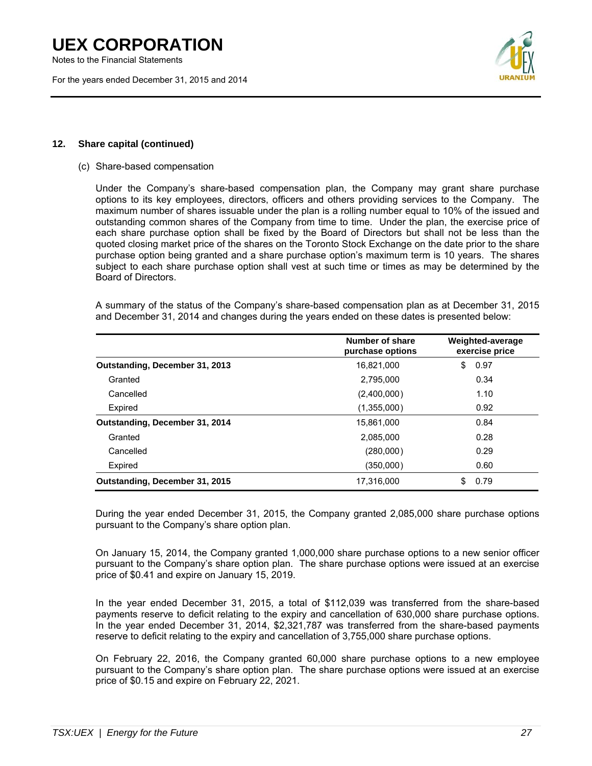## 12. Share capital (continued)

(c) Share-based compensation

Under the Company's share-based compensation plan, the Company may grant share purchase options to its key employees, directors, officers and others providing services to the Company. The maximum number of shares issuable under the plan is a rolling number equal to 10% of the issued and outstanding common shares of the Company from time to time. Under the plan, the exercise price of each share purchase option shall be fixed by the Board of Directors but shall not be less than the quoted closing market price of the shares on the Toronto Stock Exchange on the date prior to the share purchase option being granted and a share purchase option's maximum term is 10 years. The shares subject to each share purchase option shall vest at such time or times as may be determined by the Board of Directors.

A summary of the status of the Company's share-based compensation plan as at December 31, 2015 and December 31, 2014 and changes during the years ended on these dates is presented below:

| | Number of share purchase options | Weighted-average exercise price |
|---|---|---|
| **Outstanding, December 31, 2013** | 16,821,000 | $ 0.97 |
| Granted | 2,795,000 | 0.34 |
| Cancelled | (2,400,000) | 1.10 |
| Expired | (1,355,000) | 0.92 |
| **Outstanding, December 31, 2014** | 15,861,000 | 0.84 |
| Granted | 2,085,000 | 0.28 |
| Cancelled | (280,000) | 0.29 |
| Expired | (350,000) | 0.60 |
| **Outstanding, December 31, 2015** | 17,316,000 | $ 0.79 |

During the year ended December 31, 2015, the Company granted 2,085,000 share purchase options pursuant to the Company's share option plan.

On January 15, 2014, the Company granted 1,000,000 share purchase options to a new senior officer pursuant to the Company's share option plan. The share purchase options were issued at an exercise price of $0.41 and expire on January 15, 2019.

In the year ended December 31, 2015, a total of $112,039 was transferred from the share-based payments reserve to deficit relating to the expiry and cancellation of 630,000 share purchase options. In the year ended December 31, 2014, $2,321,787 was transferred from the share-based payments reserve to deficit relating to the expiry and cancellation of 3,755,000 share purchase options.

On February 22, 2016, the Company granted 60,000 share purchase options to a new employee pursuant to the Company's share option plan. The share purchase options were issued at an exercise price of $0.15 and expire on February 22, 2021.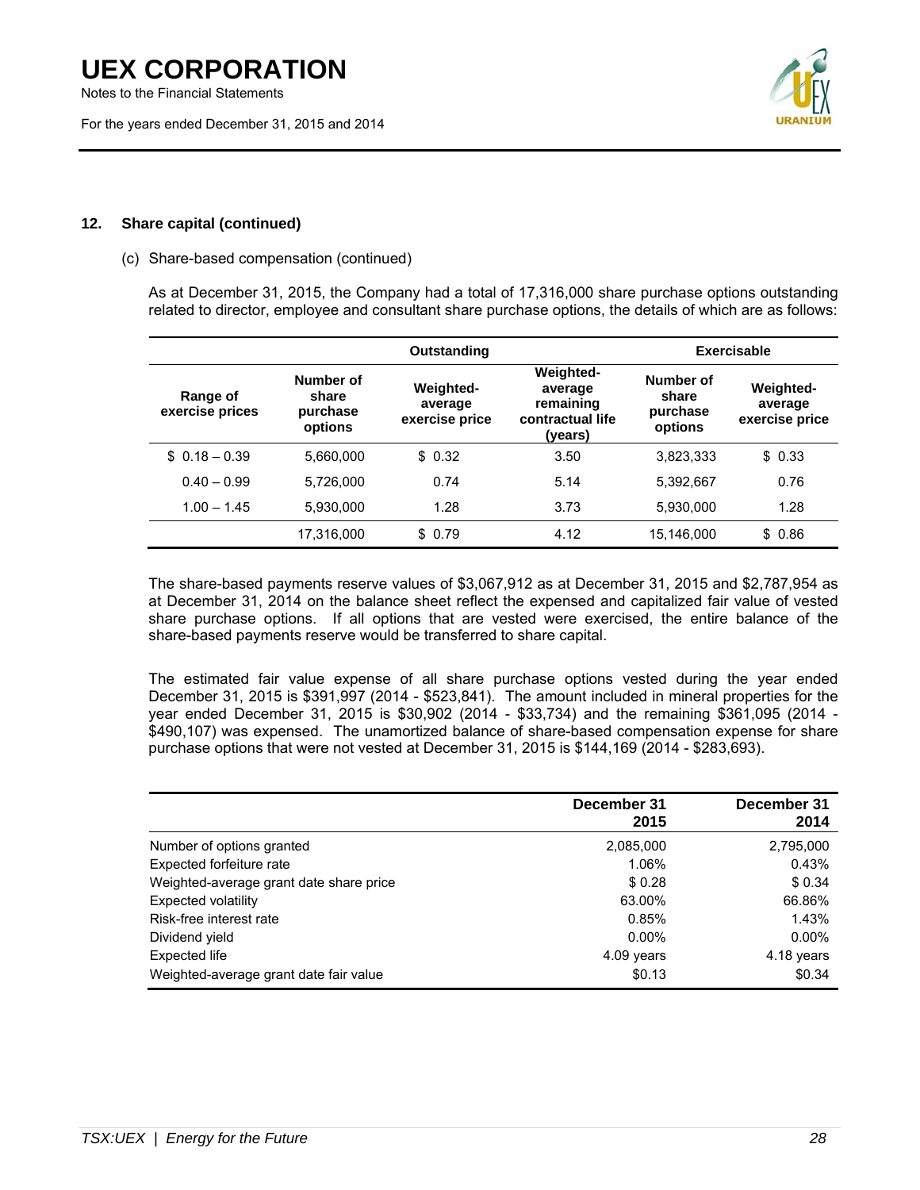## 12. Share capital (continued)

(c) Share-based compensation (continued)

As at December 31, 2015, the Company had a total of 17,316,000 share purchase options outstanding related to director, employee and consultant share purchase options, the details of which are as follows:

| | Outstanding | | | Exercisable | |
|---|---|---|---|---|---|
| Range of exercise prices | Number of share purchase options | Weighted-average exercise price | Weighted-average remaining contractual life (years) | Number of share purchase options | Weighted-average exercise price |
| $ 0.18 – 0.39 | 5,660,000 | $ 0.32 | 3.50 | 3,823,333 | $ 0.33 |
| 0.40 – 0.99 | 5,726,000 | 0.74 | 5.14 | 5,392,667 | 0.76 |
| 1.00 – 1.45 | 5,930,000 | 1.28 | 3.73 | 5,930,000 | 1.28 |
| | 17,316,000 | $ 0.79 | 4.12 | 15,146,000 | $ 0.86 |

The share-based payments reserve values of $3,067,912 as at December 31, 2015 and $2,787,954 as at December 31, 2014 on the balance sheet reflect the expensed and capitalized fair value of vested share purchase options. If all options that are vested were exercised, the entire balance of the share-based payments reserve would be transferred to share capital.

The estimated fair value expense of all share purchase options vested during the year ended December 31, 2015 is $391,997 (2014 - $523,841). The amount included in mineral properties for the year ended December 31, 2015 is $30,902 (2014 - $33,734) and the remaining $361,095 (2014 - $490,107) was expensed. The unamortized balance of share-based compensation expense for share purchase options that were not vested at December 31, 2015 is $144,169 (2014 - $283,693).

| | December 31 2015 | December 31 2014 |
|---|---|---|
| Number of options granted | 2,085,000 | 2,795,000 |
| Expected forfeiture rate | 1.06% | 0.43% |
| Weighted-average grant date share price | $ 0.28 | $ 0.34 |
| Expected volatility | 63.00% | 66.86% |
| Risk-free interest rate | 0.85% | 1.43% |
| Dividend yield | 0.00% | 0.00% |
| Expected life | 4.09 years | 4.18 years |
| Weighted-average grant date fair value | $0.13 | $0.34 |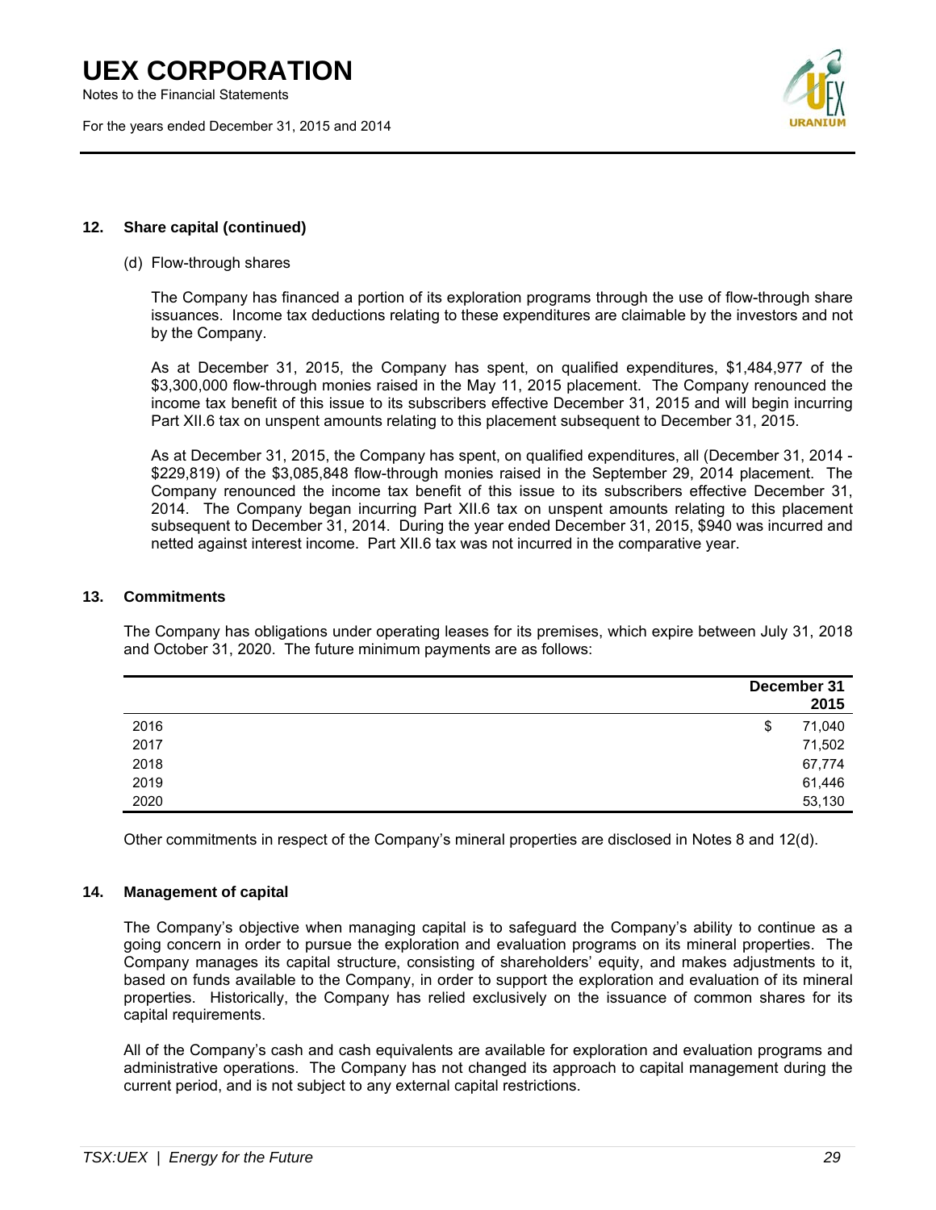## 12. Share capital (continued)

(d) Flow-through shares

The Company has financed a portion of its exploration programs through the use of flow-through share issuances. Income tax deductions relating to these expenditures are claimable by the investors and not by the Company.

As at December 31, 2015, the Company has spent, on qualified expenditures, $1,484,977 of the $3,300,000 flow-through monies raised in the May 11, 2015 placement. The Company renounced the income tax benefit of this issue to its subscribers effective December 31, 2015 and will begin incurring Part XII.6 tax on unspent amounts relating to this placement subsequent to December 31, 2015.

As at December 31, 2015, the Company has spent, on qualified expenditures, all (December 31, 2014 - $229,819) of the $3,085,848 flow-through monies raised in the September 29, 2014 placement. The Company renounced the income tax benefit of this issue to its subscribers effective December 31, 2014. The Company began incurring Part XII.6 tax on unspent amounts relating to this placement subsequent to December 31, 2014. During the year ended December 31, 2015, $940 was incurred and netted against interest income. Part XII.6 tax was not incurred in the comparative year.

## 13. Commitments

The Company has obligations under operating leases for its premises, which expire between July 31, 2018 and October 31, 2020. The future minimum payments are as follows:

| | December 31 2015 |
|---|---|
| 2016 | $ 71,040 |
| 2017 | 71,502 |
| 2018 | 67,774 |
| 2019 | 61,446 |
| 2020 | 53,130 |

Other commitments in respect of the Company's mineral properties are disclosed in Notes 8 and 12(d).

## 14. Management of capital

The Company's objective when managing capital is to safeguard the Company's ability to continue as a going concern in order to pursue the exploration and evaluation programs on its mineral properties. The Company manages its capital structure, consisting of shareholders' equity, and makes adjustments to it, based on funds available to the Company, in order to support the exploration and evaluation of its mineral properties. Historically, the Company has relied exclusively on the issuance of common shares for its capital requirements.

All of the Company's cash and cash equivalents are available for exploration and evaluation programs and administrative operations. The Company has not changed its approach to capital management during the current period, and is not subject to any external capital restrictions.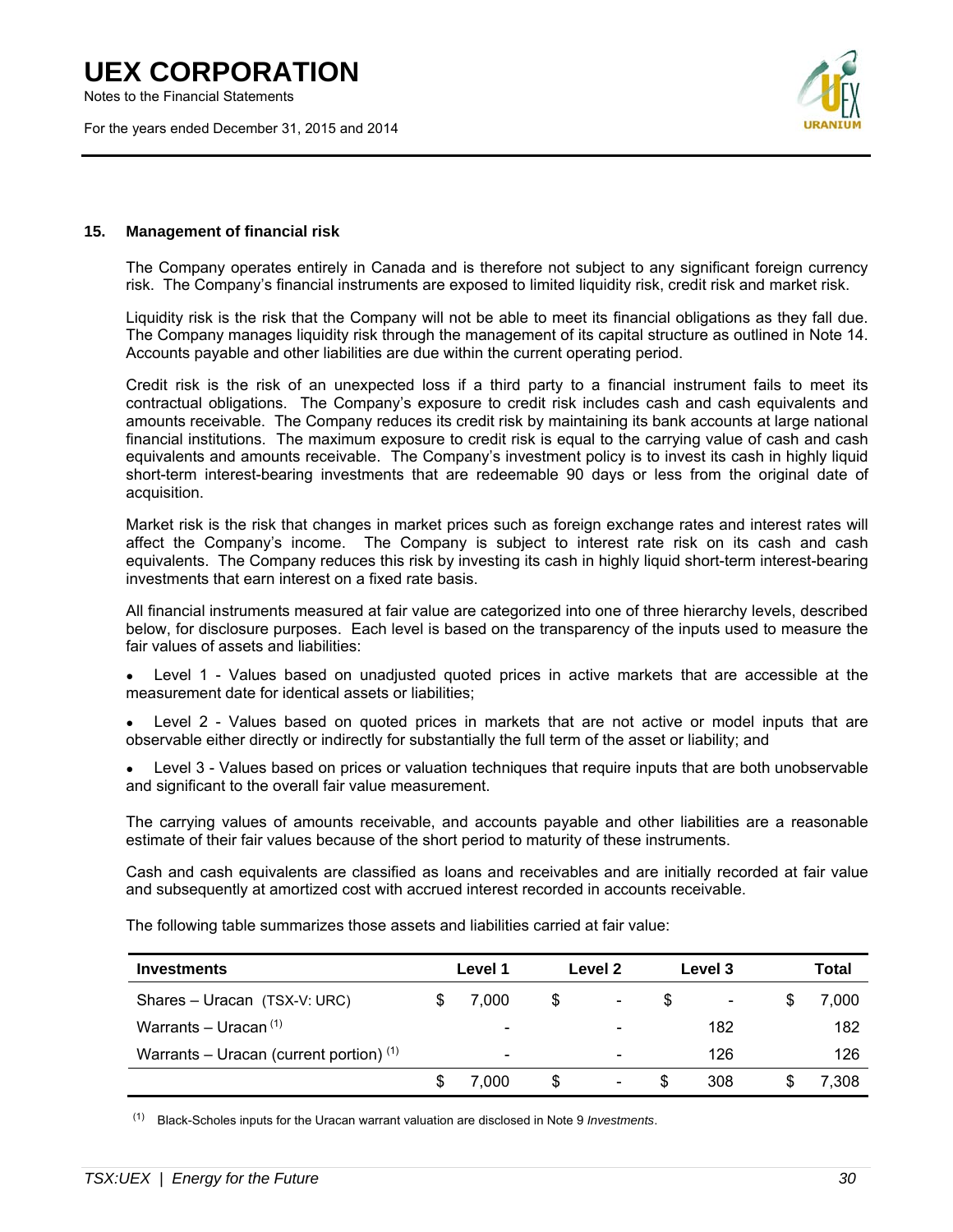### 15. Management of financial risk

The Company operates entirely in Canada and is therefore not subject to any significant foreign currency risk. The Company's financial instruments are exposed to limited liquidity risk, credit risk and market risk.

Liquidity risk is the risk that the Company will not be able to meet its financial obligations as they fall due. The Company manages liquidity risk through the management of its capital structure as outlined in Note 14. Accounts payable and other liabilities are due within the current operating period.

Credit risk is the risk of an unexpected loss if a third party to a financial instrument fails to meet its contractual obligations. The Company's exposure to credit risk includes cash and cash equivalents and amounts receivable. The Company reduces its credit risk by maintaining its bank accounts at large national financial institutions. The maximum exposure to credit risk is equal to the carrying value of cash and cash equivalents and amounts receivable. The Company's investment policy is to invest its cash in highly liquid short-term interest-bearing investments that are redeemable 90 days or less from the original date of acquisition.

Market risk is the risk that changes in market prices such as foreign exchange rates and interest rates will affect the Company's income. The Company is subject to interest rate risk on its cash and cash equivalents. The Company reduces this risk by investing its cash in highly liquid short-term interest-bearing investments that earn interest on a fixed rate basis.

All financial instruments measured at fair value are categorized into one of three hierarchy levels, described below, for disclosure purposes. Each level is based on the transparency of the inputs used to measure the fair values of assets and liabilities:

- Level 1 - Values based on unadjusted quoted prices in active markets that are accessible at the measurement date for identical assets or liabilities;
- Level 2 - Values based on quoted prices in markets that are not active or model inputs that are observable either directly or indirectly for substantially the full term of the asset or liability; and
- Level 3 - Values based on prices or valuation techniques that require inputs that are both unobservable and significant to the overall fair value measurement.

The carrying values of amounts receivable, and accounts payable and other liabilities are a reasonable estimate of their fair values because of the short period to maturity of these instruments.

Cash and cash equivalents are classified as loans and receivables and are initially recorded at fair value and subsequently at amortized cost with accrued interest recorded in accounts receivable.

The following table summarizes those assets and liabilities carried at fair value:

| Investments | Level 1 | Level 2 | Level 3 | Total |
|---|---|---|---|---|
| Shares – Uracan (TSX-V: URC) | $ 7,000 | $ - | $ - | $ 7,000 |
| Warrants – Uracan [(1)] | - | - | 182 | 182 |
| Warrants – Uracan (current portion) [(1)] | - | - | 126 | 126 |
| | $ 7,000 | $ - | $ 308 | $ 7,308 |

[(1)] Black-Scholes inputs for the Uracan warrant valuation are disclosed in Note 9 *Investments*.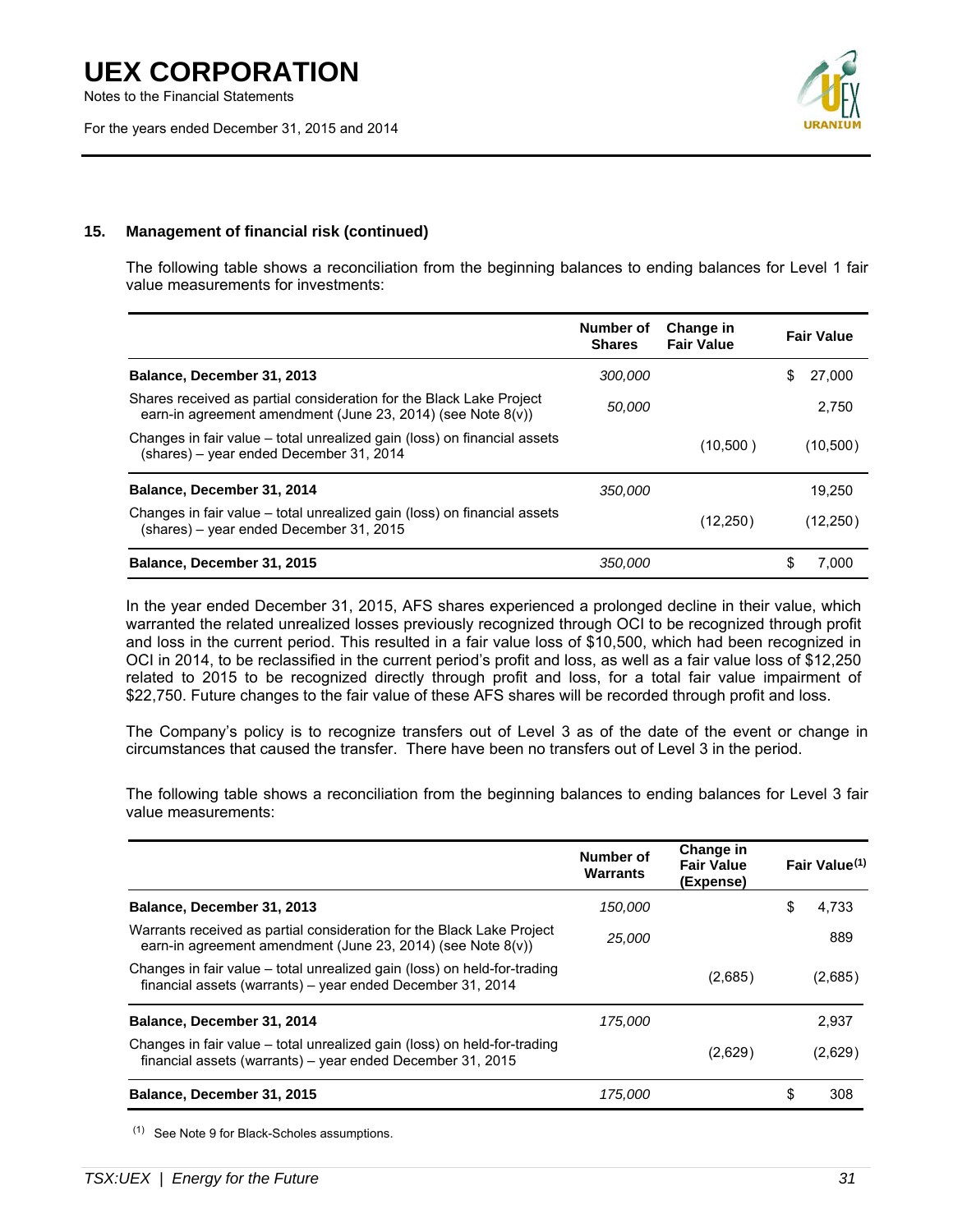### 15. Management of financial risk (continued)

The following table shows a reconciliation from the beginning balances to ending balances for Level 1 fair value measurements for investments:

| | Number of Shares | Change in Fair Value | Fair Value |
|---|---|---|---|
| **Balance, December 31, 2013** | *300,000* | | $ 27,000 |
| Shares received as partial consideration for the Black Lake Project earn-in agreement amendment (June 23, 2014) (see Note 8(v)) | *50,000* | | 2,750 |
| Changes in fair value – total unrealized gain (loss) on financial assets (shares) – year ended December 31, 2014 | | (10,500 ) | (10,500) |
| **Balance, December 31, 2014** | *350,000* | | 19,250 |
| Changes in fair value – total unrealized gain (loss) on financial assets (shares) – year ended December 31, 2015 | | (12,250) | (12,250) |
| **Balance, December 31, 2015** | *350,000* | | $ 7,000 |

In the year ended December 31, 2015, AFS shares experienced a prolonged decline in their value, which warranted the related unrealized losses previously recognized through OCI to be recognized through profit and loss in the current period. This resulted in a fair value loss of $10,500, which had been recognized in OCI in 2014, to be reclassified in the current period's profit and loss, as well as a fair value loss of $12,250 related to 2015 to be recognized directly through profit and loss, for a total fair value impairment of $22,750. Future changes to the fair value of these AFS shares will be recorded through profit and loss.

The Company's policy is to recognize transfers out of Level 3 as of the date of the event or change in circumstances that caused the transfer. There have been no transfers out of Level 3 in the period.

The following table shows a reconciliation from the beginning balances to ending balances for Level 3 fair value measurements:

| | Number of Warrants | Change in Fair Value (Expense) | Fair Value[(1)] |
|---|---|---|---|
| **Balance, December 31, 2013** | *150,000* | | $ 4,733 |
| Warrants received as partial consideration for the Black Lake Project earn-in agreement amendment (June 23, 2014) (see Note 8(v)) | *25,000* | | 889 |
| Changes in fair value – total unrealized gain (loss) on held-for-trading financial assets (warrants) – year ended December 31, 2014 | | (2,685) | (2,685) |
| **Balance, December 31, 2014** | *175,000* | | 2,937 |
| Changes in fair value – total unrealized gain (loss) on held-for-trading financial assets (warrants) – year ended December 31, 2015 | | (2,629) | (2,629) |
| **Balance, December 31, 2015** | *175,000* | | $ 308 |

(1) See Note 9 for Black-Scholes assumptions.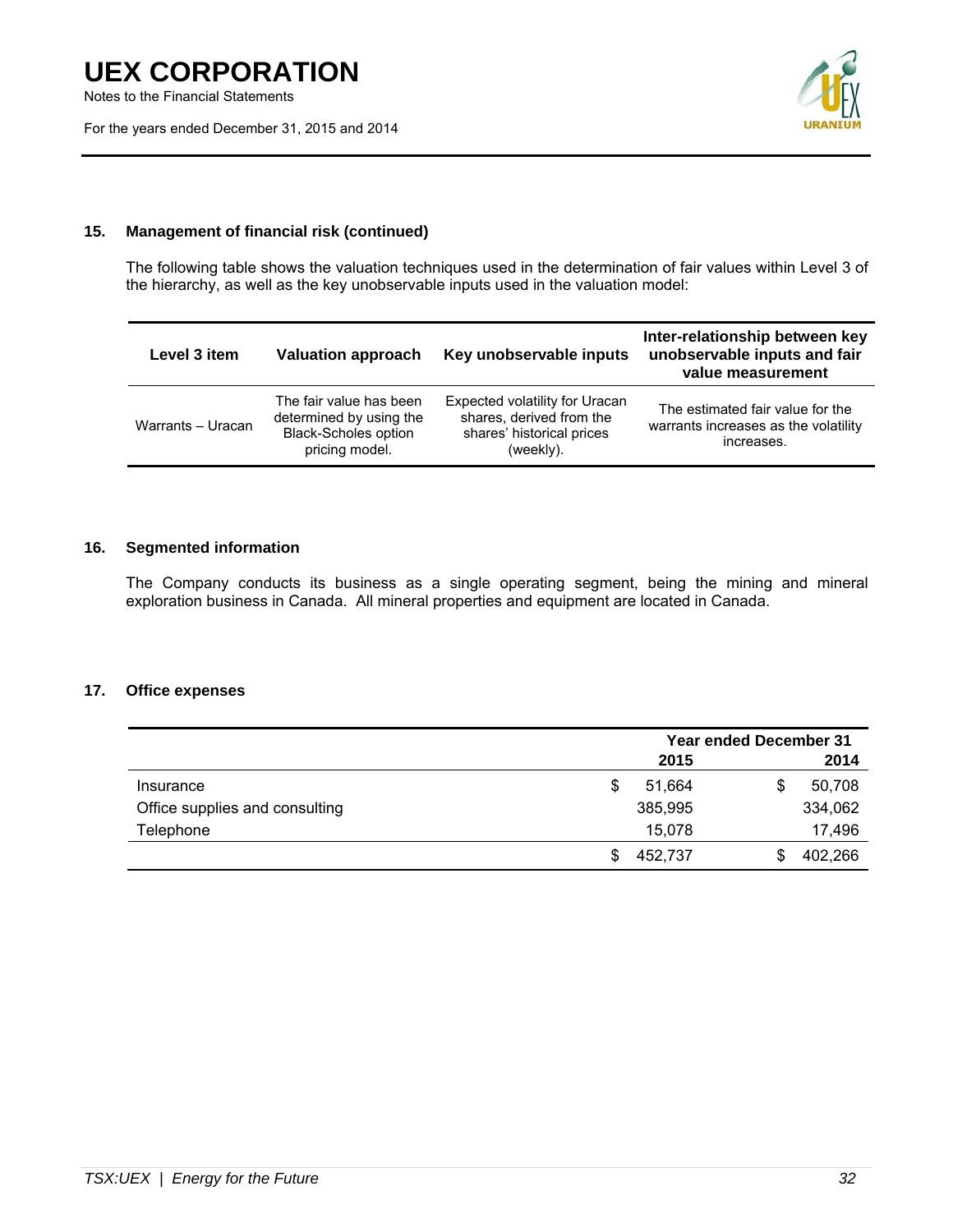## 15. Management of financial risk (continued)

The following table shows the valuation techniques used in the determination of fair values within Level 3 of the hierarchy, as well as the key unobservable inputs used in the valuation model:

| Level 3 item | Valuation approach | Key unobservable inputs | Inter-relationship between key unobservable inputs and fair value measurement |
|---|---|---|---|
| Warrants – Uracan | The fair value has been determined by using the Black-Scholes option pricing model. | Expected volatility for Uracan shares, derived from the shares' historical prices (weekly). | The estimated fair value for the warrants increases as the volatility increases. |

## 16. Segmented information

The Company conducts its business as a single operating segment, being the mining and mineral exploration business in Canada. All mineral properties and equipment are located in Canada.

## 17. Office expenses

| | Year ended December 31 2015 | 2014 |
|---|---|---|
| Insurance | $ 51,664 | $ 50,708 |
| Office supplies and consulting | 385,995 | 334,062 |
| Telephone | 15,078 | 17,496 |
| | $ 452,737 | $ 402,266 |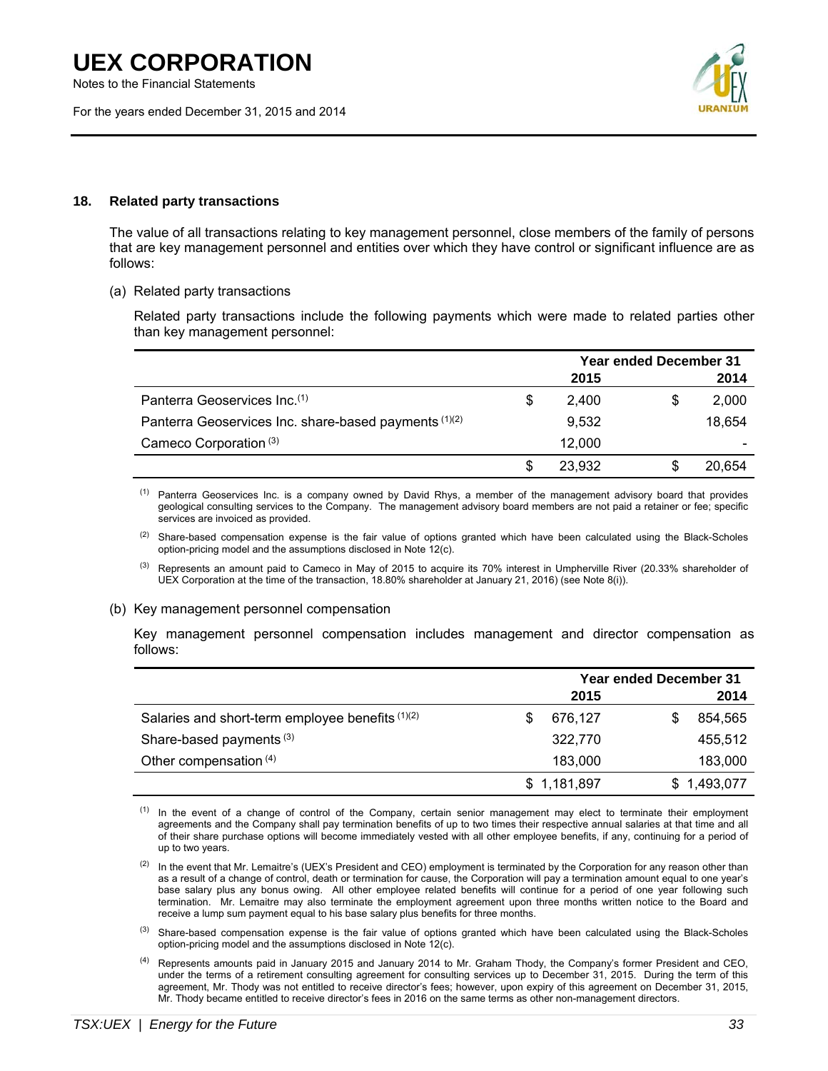## 18. Related party transactions

The value of all transactions relating to key management personnel, close members of the family of persons that are key management personnel and entities over which they have control or significant influence are as follows:

(a) Related party transactions

Related party transactions include the following payments which were made to related parties other than key management personnel:

| | Year ended December 31 2015 | 2014 |
|---|---|---|
| Panterra Geoservices Inc.[1] | $ 2,400 | $ 2,000 |
| Panterra Geoservices Inc. share-based payments[1][2] | 9,532 | 18,654 |
| Cameco Corporation[3] | 12,000 | - |
| | $ 23,932 | $ 20,654 |

[1] Panterra Geoservices Inc. is a company owned by David Rhys, a member of the management advisory board that provides geological consulting services to the Company. The management advisory board members are not paid a retainer or fee; specific services are invoiced as provided.

[2] Share-based compensation expense is the fair value of options granted which have been calculated using the Black-Scholes option-pricing model and the assumptions disclosed in Note 12(c).

[3] Represents an amount paid to Cameco in May of 2015 to acquire its 70% interest in Umpherville River (20.33% shareholder of UEX Corporation at the time of the transaction, 18.80% shareholder at January 21, 2016) (see Note 8(i)).

(b) Key management personnel compensation

Key management personnel compensation includes management and director compensation as follows:

| | Year ended December 31 2015 | 2014 |
|---|---|---|
| Salaries and short-term employee benefits[1][2] | $ 676,127 | $ 854,565 |
| Share-based payments[3] | 322,770 | 455,512 |
| Other compensation[4] | 183,000 | 183,000 |
| | $ 1,181,897 | $ 1,493,077 |

[1] In the event of a change of control of the Company, certain senior management may elect to terminate their employment agreements and the Company shall pay termination benefits of up to two times their respective annual salaries at that time and all of their share purchase options will become immediately vested with all other employee benefits, if any, continuing for a period of up to two years.

[2] In the event that Mr. Lemaitre's (UEX's President and CEO) employment is terminated by the Corporation for any reason other than as a result of a change of control, death or termination for cause, the Corporation will pay a termination amount equal to one year's base salary plus any bonus owing. All other employee related benefits will continue for a period of one year following such termination. Mr. Lemaitre may also terminate the employment agreement upon three months written notice to the Board and receive a lump sum payment equal to his base salary plus benefits for three months.

[3] Share-based compensation expense is the fair value of options granted which have been calculated using the Black-Scholes option-pricing model and the assumptions disclosed in Note 12(c).

[4] Represents amounts paid in January 2015 and January 2014 to Mr. Graham Thody, the Company's former President and CEO, under the terms of a retirement consulting agreement for consulting services up to December 31, 2015. During the term of this agreement, Mr. Thody was not entitled to receive director's fees; however, upon expiry of this agreement on December 31, 2015, Mr. Thody became entitled to receive director's fees in 2016 on the same terms as other non-management directors.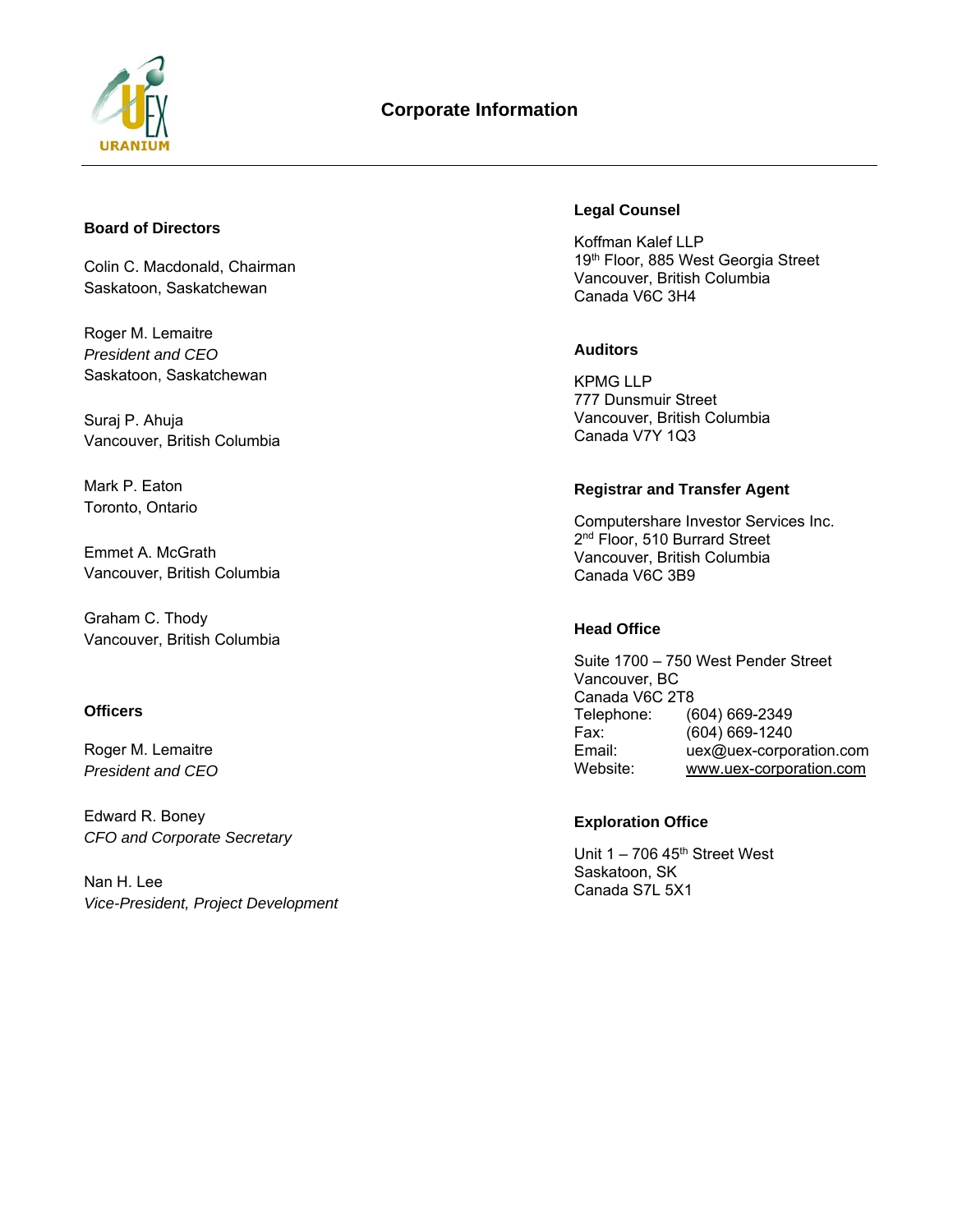# Corporate Information

**Board of Directors**

Colin C. Macdonald, Chairman
Saskatoon, Saskatchewan

Roger M. Lemaitre
*President and CEO*
Saskatoon, Saskatchewan

Suraj P. Ahuja
Vancouver, British Columbia

Mark P. Eaton
Toronto, Ontario

Emmet A. McGrath
Vancouver, British Columbia

Graham C. Thody
Vancouver, British Columbia

**Officers**

Roger M. Lemaitre
*President and CEO*

Edward R. Boney
*CFO and Corporate Secretary*

Nan H. Lee
*Vice-President, Project Development*

**Legal Counsel**

Koffman Kalef LLP
19th Floor, 885 West Georgia Street
Vancouver, British Columbia
Canada V6C 3H4

**Auditors**

KPMG LLP
777 Dunsmuir Street
Vancouver, British Columbia
Canada V7Y 1Q3

**Registrar and Transfer Agent**

Computershare Investor Services Inc.
2nd Floor, 510 Burrard Street
Vancouver, British Columbia
Canada V6C 3B9

**Head Office**

Suite 1700 – 750 West Pender Street
Vancouver, BC
Canada V6C 2T8
Telephone: (604) 669-2349
Fax: (604) 669-1240
Email: uex@uex-corporation.com
Website: www.uex-corporation.com

**Exploration Office**

Unit 1 – 706 45th Street West
Saskatoon, SK
Canada S7L 5X1